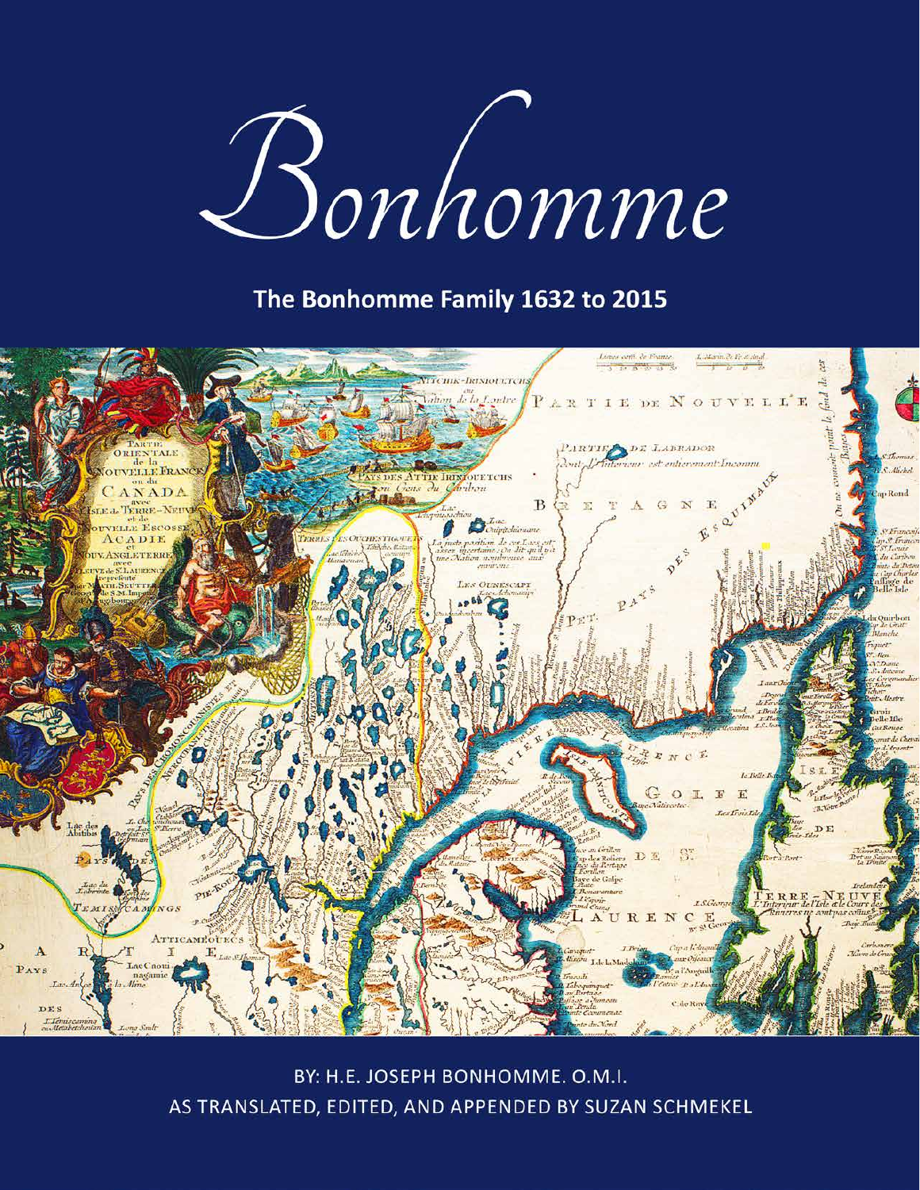# Bonhomme

## The Bonhomme Family 1632 to 2015

BY: H.E. JOSEPH BONHOMME. O.M.I.
AS TRANSLATED, EDITED, AND APPENDED BY SUZAN SCHMEKEL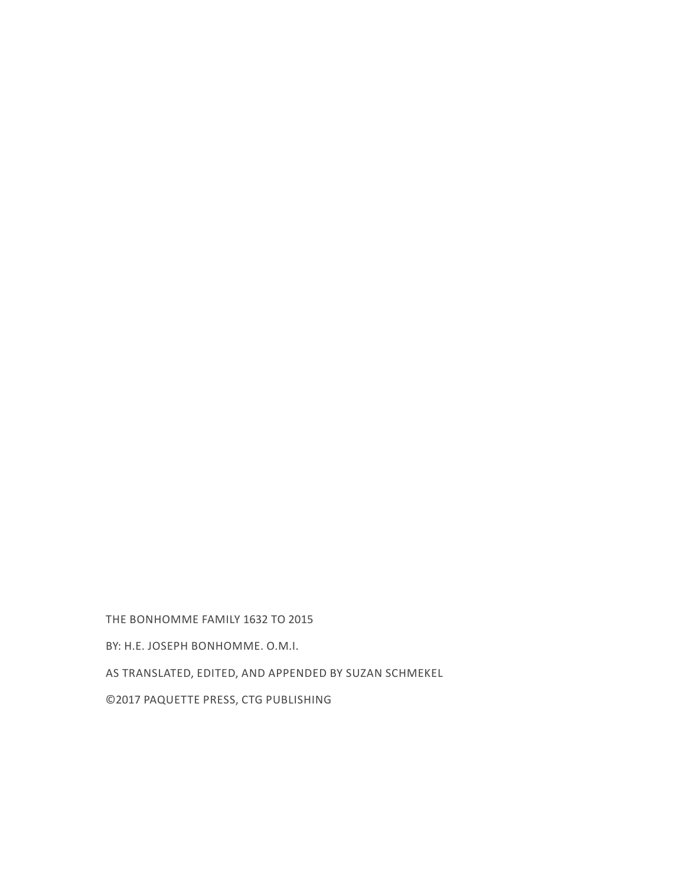THE BONHOMME FAMILY 1632 TO 2015

BY: H.E. JOSEPH BONHOMME. O.M.I.

AS TRANSLATED, EDITED, AND APPENDED BY SUZAN SCHMEKEL

©2017 PAQUETTE PRESS, CTG PUBLISHING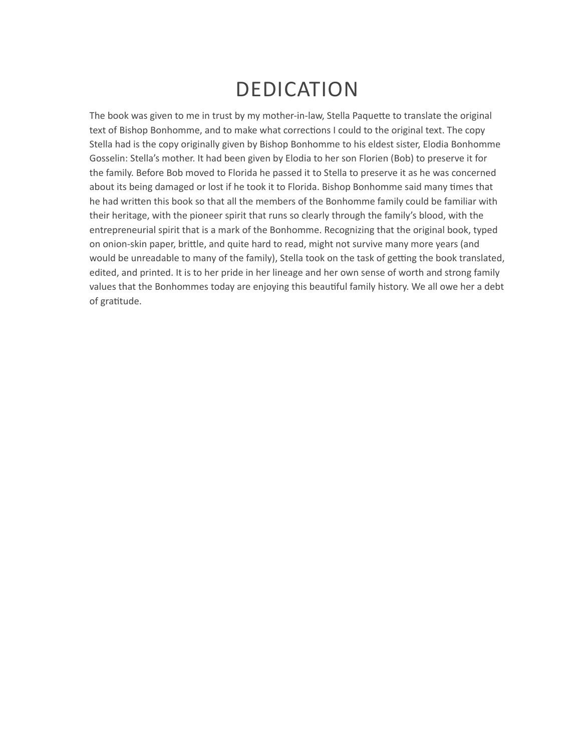# DEDICATION

The book was given to me in trust by my mother-in-law, Stella Paquette to translate the original text of Bishop Bonhomme, and to make what corrections I could to the original text. The copy Stella had is the copy originally given by Bishop Bonhomme to his eldest sister, Elodia Bonhomme Gosselin: Stella's mother. It had been given by Elodia to her son Florien (Bob) to preserve it for the family. Before Bob moved to Florida he passed it to Stella to preserve it as he was concerned about its being damaged or lost if he took it to Florida. Bishop Bonhomme said many times that he had written this book so that all the members of the Bonhomme family could be familiar with their heritage, with the pioneer spirit that runs so clearly through the family's blood, with the entrepreneurial spirit that is a mark of the Bonhomme. Recognizing that the original book, typed on onion-skin paper, brittle, and quite hard to read, might not survive many more years (and would be unreadable to many of the family), Stella took on the task of getting the book translated, edited, and printed. It is to her pride in her lineage and her own sense of worth and strong family values that the Bonhommes today are enjoying this beautiful family history. We all owe her a debt of gratitude.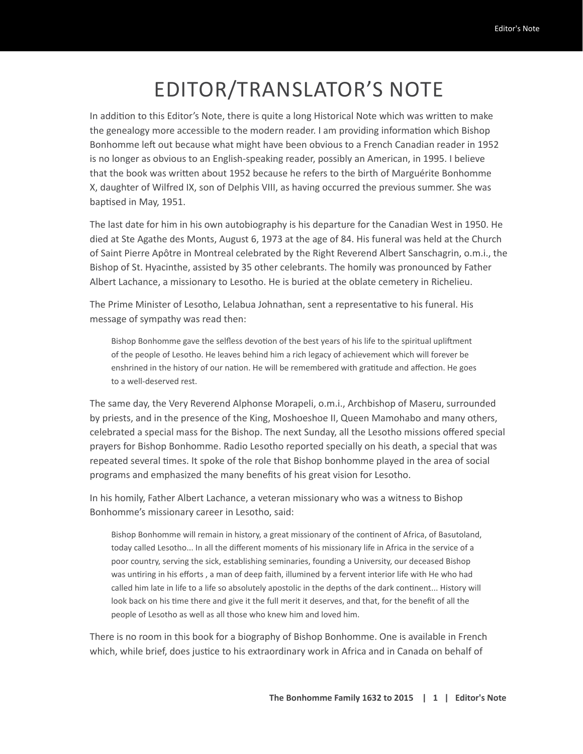# EDITOR/TRANSLATOR'S NOTE

In addition to this Editor's Note, there is quite a long Historical Note which was written to make the genealogy more accessible to the modern reader. I am providing information which Bishop Bonhomme left out because what might have been obvious to a French Canadian reader in 1952 is no longer as obvious to an English-speaking reader, possibly an American, in 1995. I believe that the book was written about 1952 because he refers to the birth of Marguérite Bonhomme X, daughter of Wilfred IX, son of Delphis VIII, as having occurred the previous summer. She was baptised in May, 1951.

The last date for him in his own autobiography is his departure for the Canadian West in 1950. He died at Ste Agathe des Monts, August 6, 1973 at the age of 84. His funeral was held at the Church of Saint Pierre Apôtre in Montreal celebrated by the Right Reverend Albert Sanschagrin, o.m.i., the Bishop of St. Hyacinthe, assisted by 35 other celebrants. The homily was pronounced by Father Albert Lachance, a missionary to Lesotho. He is buried at the oblate cemetery in Richelieu.

The Prime Minister of Lesotho, Lelabua Johnathan, sent a representative to his funeral. His message of sympathy was read then:

> Bishop Bonhomme gave the selfless devotion of the best years of his life to the spiritual upliftment of the people of Lesotho. He leaves behind him a rich legacy of achievement which will forever be enshrined in the history of our nation. He will be remembered with gratitude and affection. He goes to a well-deserved rest.

The same day, the Very Reverend Alphonse Morapeli, o.m.i., Archbishop of Maseru, surrounded by priests, and in the presence of the King, Moshoeshoe II, Queen Mamohabo and many others, celebrated a special mass for the Bishop. The next Sunday, all the Lesotho missions offered special prayers for Bishop Bonhomme. Radio Lesotho reported specially on his death, a special that was repeated several times. It spoke of the role that Bishop bonhomme played in the area of social programs and emphasized the many benefits of his great vision for Lesotho.

In his homily, Father Albert Lachance, a veteran missionary who was a witness to Bishop Bonhomme's missionary career in Lesotho, said:

> Bishop Bonhomme will remain in history, a great missionary of the continent of Africa, of Basutoland, today called Lesotho... In all the different moments of his missionary life in Africa in the service of a poor country, serving the sick, establishing seminaries, founding a University, our deceased Bishop was untiring in his efforts , a man of deep faith, illumined by a fervent interior life with He who had called him late in life to a life so absolutely apostolic in the depths of the dark continent... History will look back on his time there and give it the full merit it deserves, and that, for the benefit of all the people of Lesotho as well as all those who knew him and loved him.

There is no room in this book for a biography of Bishop Bonhomme. One is available in French which, while brief, does justice to his extraordinary work in Africa and in Canada on behalf of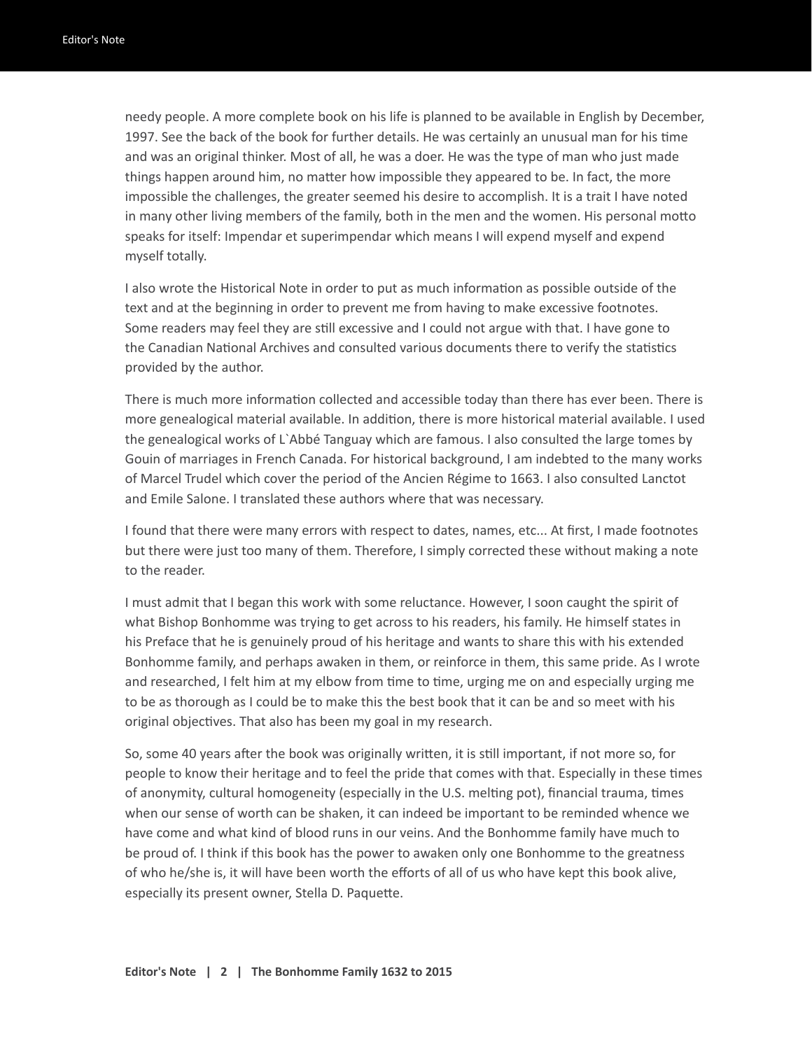needy people. A more complete book on his life is planned to be available in English by December, 1997. See the back of the book for further details. He was certainly an unusual man for his time and was an original thinker. Most of all, he was a doer. He was the type of man who just made things happen around him, no matter how impossible they appeared to be. In fact, the more impossible the challenges, the greater seemed his desire to accomplish. It is a trait I have noted in many other living members of the family, both in the men and the women. His personal motto speaks for itself: Impendar et superimpendar which means I will expend myself and expend myself totally.

I also wrote the Historical Note in order to put as much information as possible outside of the text and at the beginning in order to prevent me from having to make excessive footnotes. Some readers may feel they are still excessive and I could not argue with that. I have gone to the Canadian National Archives and consulted various documents there to verify the statistics provided by the author.

There is much more information collected and accessible today than there has ever been. There is more genealogical material available. In addition, there is more historical material available. I used the genealogical works of L`Abbé Tanguay which are famous. I also consulted the large tomes by Gouin of marriages in French Canada. For historical background, I am indebted to the many works of Marcel Trudel which cover the period of the Ancien Régime to 1663. I also consulted Lanctot and Emile Salone. I translated these authors where that was necessary.

I found that there were many errors with respect to dates, names, etc... At first, I made footnotes but there were just too many of them. Therefore, I simply corrected these without making a note to the reader.

I must admit that I began this work with some reluctance. However, I soon caught the spirit of what Bishop Bonhomme was trying to get across to his readers, his family. He himself states in his Preface that he is genuinely proud of his heritage and wants to share this with his extended Bonhomme family, and perhaps awaken in them, or reinforce in them, this same pride. As I wrote and researched, I felt him at my elbow from time to time, urging me on and especially urging me to be as thorough as I could be to make this the best book that it can be and so meet with his original objectives. That also has been my goal in my research.

So, some 40 years after the book was originally written, it is still important, if not more so, for people to know their heritage and to feel the pride that comes with that. Especially in these times of anonymity, cultural homogeneity (especially in the U.S. melting pot), financial trauma, times when our sense of worth can be shaken, it can indeed be important to be reminded whence we have come and what kind of blood runs in our veins. And the Bonhomme family have much to be proud of. I think if this book has the power to awaken only one Bonhomme to the greatness of who he/she is, it will have been worth the efforts of all of us who have kept this book alive, especially its present owner, Stella D. Paquette.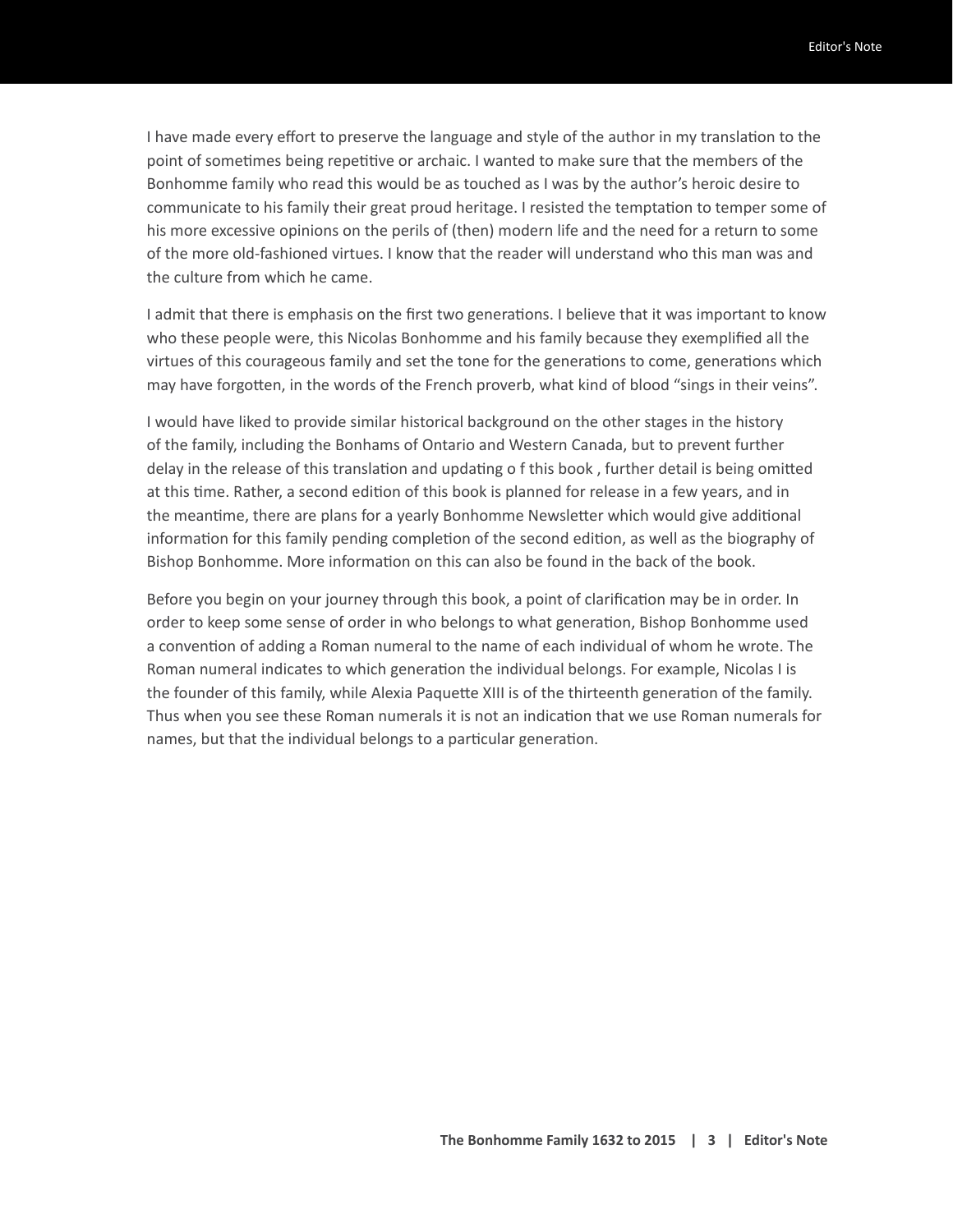I have made every effort to preserve the language and style of the author in my translation to the point of sometimes being repetitive or archaic. I wanted to make sure that the members of the Bonhomme family who read this would be as touched as I was by the author's heroic desire to communicate to his family their great proud heritage. I resisted the temptation to temper some of his more excessive opinions on the perils of (then) modern life and the need for a return to some of the more old-fashioned virtues. I know that the reader will understand who this man was and the culture from which he came.

I admit that there is emphasis on the first two generations. I believe that it was important to know who these people were, this Nicolas Bonhomme and his family because they exemplified all the virtues of this courageous family and set the tone for the generations to come, generations which may have forgotten, in the words of the French proverb, what kind of blood "sings in their veins".

I would have liked to provide similar historical background on the other stages in the history of the family, including the Bonhams of Ontario and Western Canada, but to prevent further delay in the release of this translation and updating o f this book , further detail is being omitted at this time. Rather, a second edition of this book is planned for release in a few years, and in the meantime, there are plans for a yearly Bonhomme Newsletter which would give additional information for this family pending completion of the second edition, as well as the biography of Bishop Bonhomme. More information on this can also be found in the back of the book.

Before you begin on your journey through this book, a point of clarification may be in order. In order to keep some sense of order in who belongs to what generation, Bishop Bonhomme used a convention of adding a Roman numeral to the name of each individual of whom he wrote. The Roman numeral indicates to which generation the individual belongs. For example, Nicolas I is the founder of this family, while Alexia Paquette XIII is of the thirteenth generation of the family. Thus when you see these Roman numerals it is not an indication that we use Roman numerals for names, but that the individual belongs to a particular generation.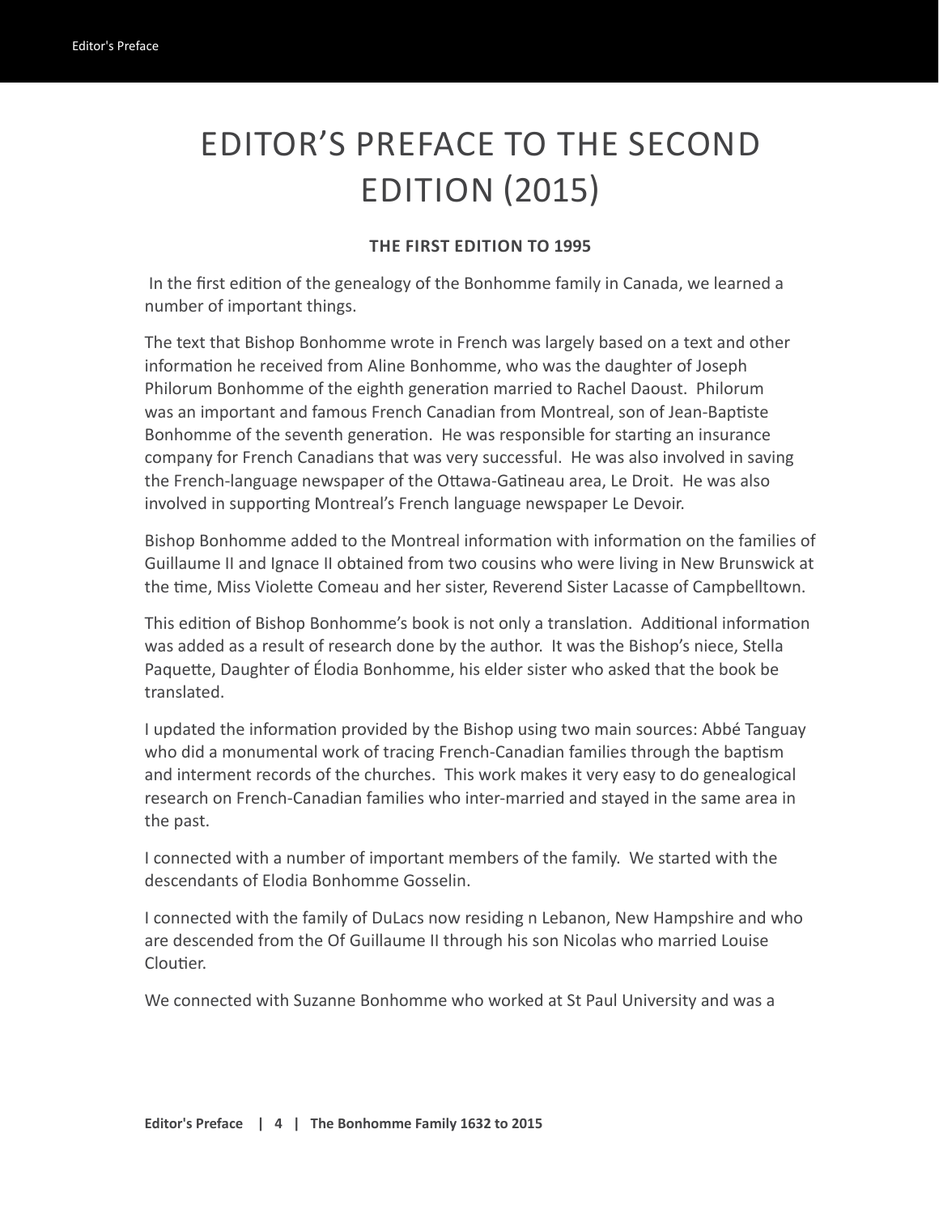# EDITOR'S PREFACE TO THE SECOND EDITION (2015)

### THE FIRST EDITION TO 1995

In the first edition of the genealogy of the Bonhomme family in Canada, we learned a number of important things.

The text that Bishop Bonhomme wrote in French was largely based on a text and other information he received from Aline Bonhomme, who was the daughter of Joseph Philorum Bonhomme of the eighth generation married to Rachel Daoust. Philorum was an important and famous French Canadian from Montreal, son of Jean-Baptiste Bonhomme of the seventh generation. He was responsible for starting an insurance company for French Canadians that was very successful. He was also involved in saving the French-language newspaper of the Ottawa-Gatineau area, Le Droit. He was also involved in supporting Montreal's French language newspaper Le Devoir.

Bishop Bonhomme added to the Montreal information with information on the families of Guillaume II and Ignace II obtained from two cousins who were living in New Brunswick at the time, Miss Violette Comeau and her sister, Reverend Sister Lacasse of Campbelltown.

This edition of Bishop Bonhomme's book is not only a translation. Additional information was added as a result of research done by the author. It was the Bishop's niece, Stella Paquette, Daughter of Élodia Bonhomme, his elder sister who asked that the book be translated.

I updated the information provided by the Bishop using two main sources: Abbé Tanguay who did a monumental work of tracing French-Canadian families through the baptism and interment records of the churches. This work makes it very easy to do genealogical research on French-Canadian families who inter-married and stayed in the same area in the past.

I connected with a number of important members of the family. We started with the descendants of Elodia Bonhomme Gosselin.

I connected with the family of DuLacs now residing n Lebanon, New Hampshire and who are descended from the Of Guillaume II through his son Nicolas who married Louise Cloutier.

We connected with Suzanne Bonhomme who worked at St Paul University and was a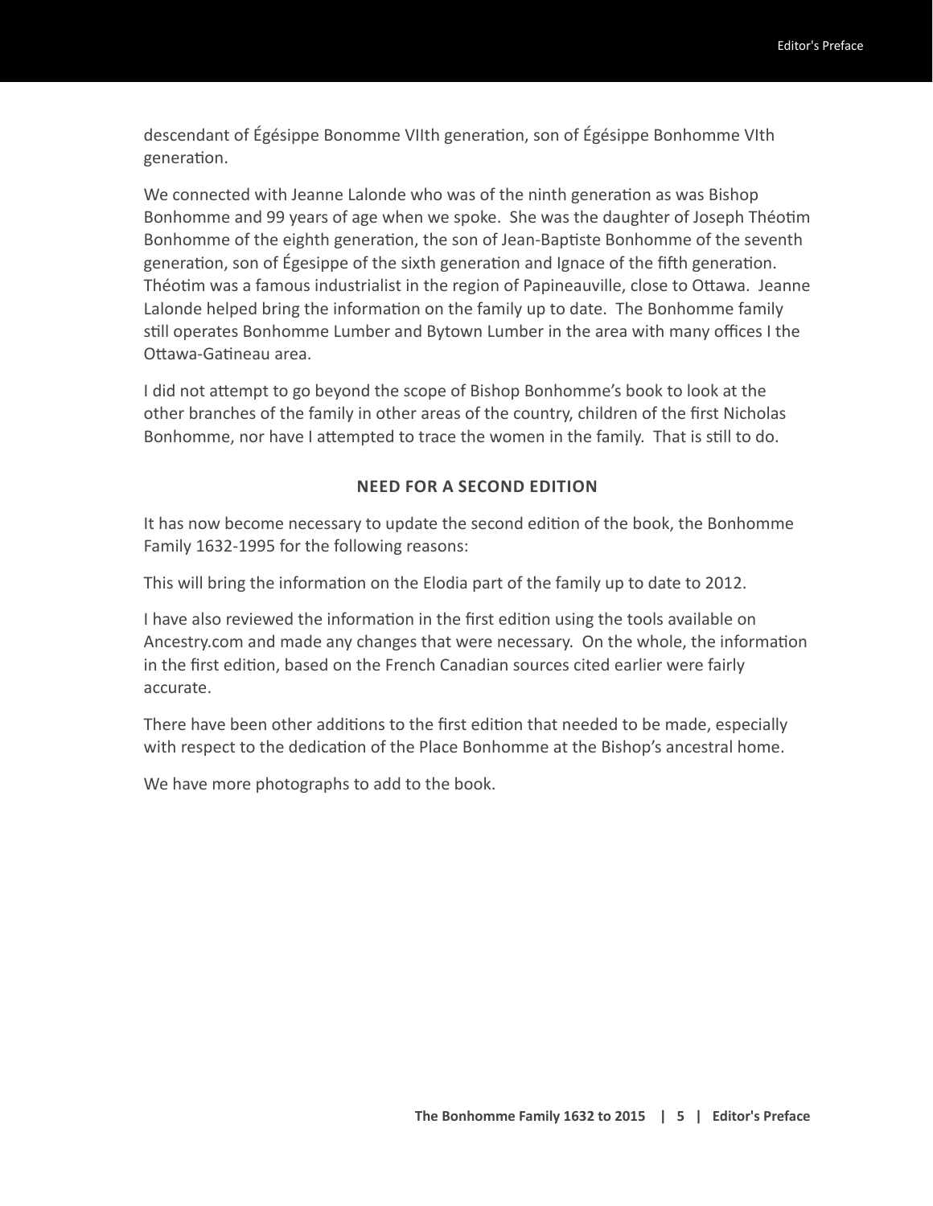descendant of Égésippe Bonomme VIIth generation, son of Égésippe Bonhomme VIth generation.

We connected with Jeanne Lalonde who was of the ninth generation as was Bishop Bonhomme and 99 years of age when we spoke. She was the daughter of Joseph Théotim Bonhomme of the eighth generation, the son of Jean-Baptiste Bonhomme of the seventh generation, son of Égesippe of the sixth generation and Ignace of the fifth generation. Théotim was a famous industrialist in the region of Papineauville, close to Ottawa. Jeanne Lalonde helped bring the information on the family up to date. The Bonhomme family still operates Bonhomme Lumber and Bytown Lumber in the area with many offices I the Ottawa-Gatineau area.

I did not attempt to go beyond the scope of Bishop Bonhomme's book to look at the other branches of the family in other areas of the country, children of the first Nicholas Bonhomme, nor have I attempted to trace the women in the family. That is still to do.

## NEED FOR A SECOND EDITION

It has now become necessary to update the second edition of the book, the Bonhomme Family 1632-1995 for the following reasons:

This will bring the information on the Elodia part of the family up to date to 2012.

I have also reviewed the information in the first edition using the tools available on Ancestry.com and made any changes that were necessary. On the whole, the information in the first edition, based on the French Canadian sources cited earlier were fairly accurate.

There have been other additions to the first edition that needed to be made, especially with respect to the dedication of the Place Bonhomme at the Bishop's ancestral home.

We have more photographs to add to the book.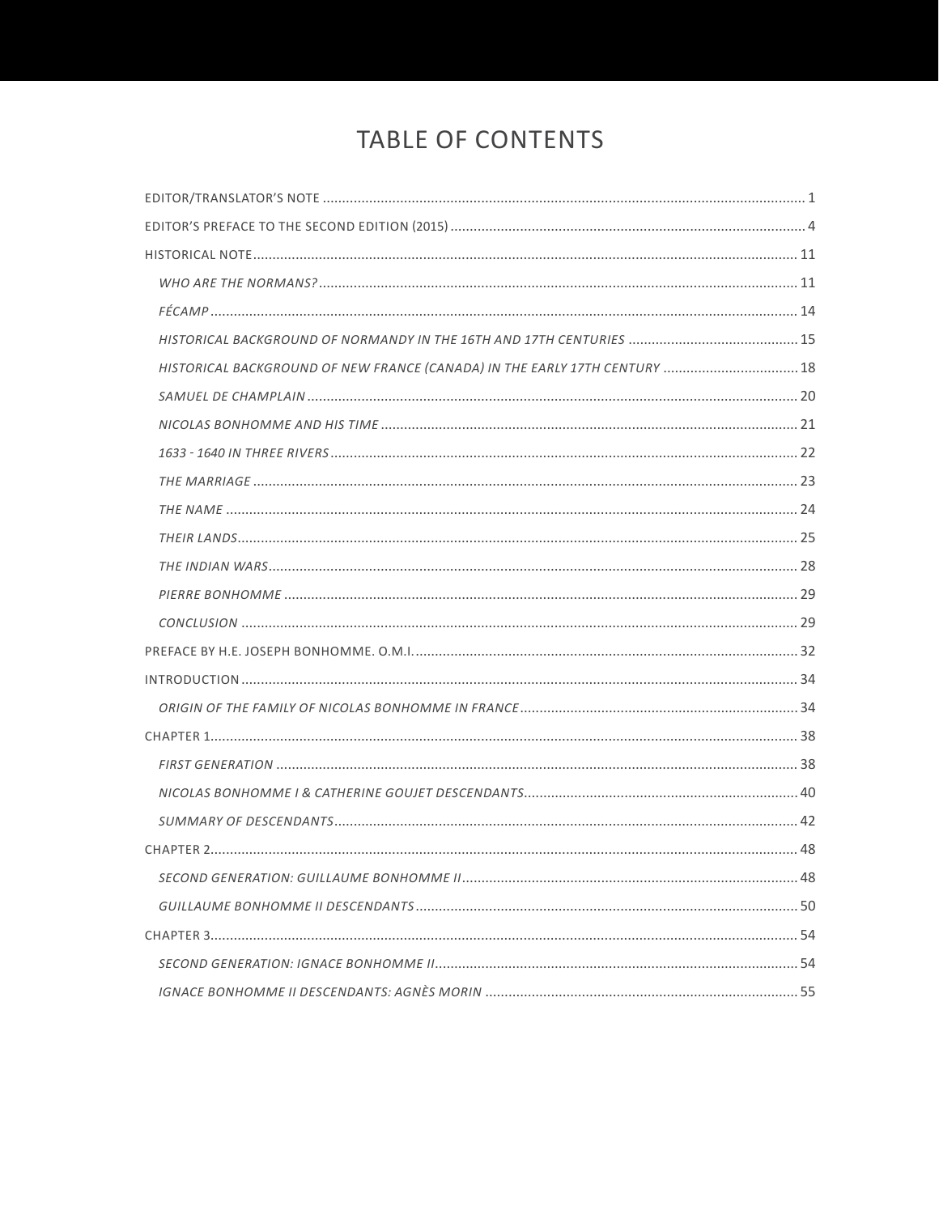# TABLE OF CONTENTS

EDITOR/TRANSLATOR'S NOTE ..... 1

EDITOR'S PREFACE TO THE SECOND EDITION (2015) ..... 4

HISTORICAL NOTE ..... 11

- *WHO ARE THE NORMANS?* ..... 11
- *FÉCAMP* ..... 14
- *HISTORICAL BACKGROUND OF NORMANDY IN THE 16TH AND 17TH CENTURIES* ..... 15
- *HISTORICAL BACKGROUND OF NEW FRANCE (CANADA) IN THE EARLY 17TH CENTURY* ..... 18
- *SAMUEL DE CHAMPLAIN* ..... 20
- *NICOLAS BONHOMME AND HIS TIME* ..... 21
- *1633 - 1640 IN THREE RIVERS* ..... 22
- *THE MARRIAGE* ..... 23
- *THE NAME* ..... 24
- *THEIR LANDS* ..... 25
- *THE INDIAN WARS* ..... 28
- *PIERRE BONHOMME* ..... 29
- *CONCLUSION* ..... 29

PREFACE BY H.E. JOSEPH BONHOMME. O.M.I. ..... 32

INTRODUCTION ..... 34

- *ORIGIN OF THE FAMILY OF NICOLAS BONHOMME IN FRANCE* ..... 34

CHAPTER 1 ..... 38

- *FIRST GENERATION* ..... 38
- *NICOLAS BONHOMME I & CATHERINE GOUJET DESCENDANTS* ..... 40
- *SUMMARY OF DESCENDANTS* ..... 42

CHAPTER 2 ..... 48

- *SECOND GENERATION: GUILLAUME BONHOMME II* ..... 48
- *GUILLAUME BONHOMME II DESCENDANTS* ..... 50

CHAPTER 3 ..... 54

- *SECOND GENERATION: IGNACE BONHOMME II* ..... 54
- *IGNACE BONHOMME II DESCENDANTS: AGNÈS MORIN* ..... 55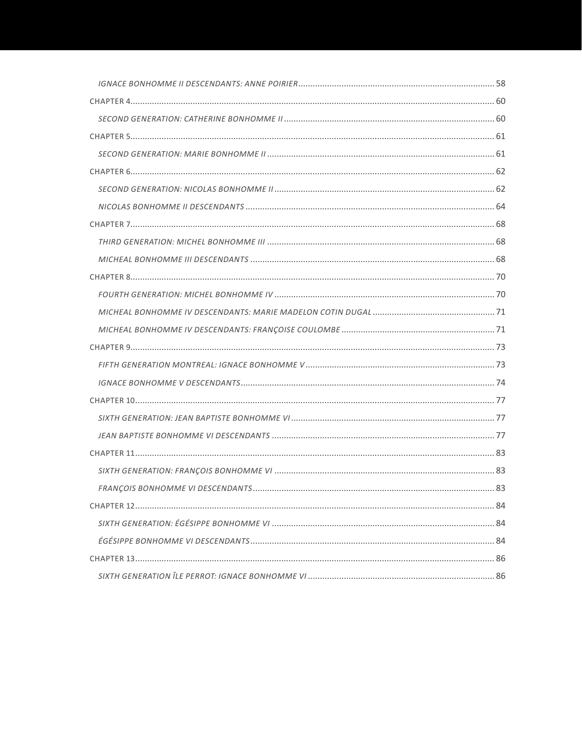*IGNACE BONHOMME II DESCENDANTS: ANNE POIRIER* .......... 58

CHAPTER 4 .......... 60

*SECOND GENERATION: CATHERINE BONHOMME II* .......... 60

CHAPTER 5 .......... 61

*SECOND GENERATION: MARIE BONHOMME II* .......... 61

CHAPTER 6 .......... 62

*SECOND GENERATION: NICOLAS BONHOMME II* .......... 62

*NICOLAS BONHOMME II DESCENDANTS* .......... 64

CHAPTER 7 .......... 68

*THIRD GENERATION: MICHEL BONHOMME III* .......... 68

*MICHEAL BONHOMME III DESCENDANTS* .......... 68

CHAPTER 8 .......... 70

*FOURTH GENERATION: MICHEL BONHOMME IV* .......... 70

*MICHEAL BONHOMME IV DESCENDANTS: MARIE MADELON COTIN DUGAL* .......... 71

*MICHEAL BONHOMME IV DESCENDANTS: FRANÇOISE COULOMBE* .......... 71

CHAPTER 9 .......... 73

*FIFTH GENERATION MONTREAL: IGNACE BONHOMME V* .......... 73

*IGNACE BONHOMME V DESCENDANTS* .......... 74

CHAPTER 10 .......... 77

*SIXTH GENERATION: JEAN BAPTISTE BONHOMME VI* .......... 77

*JEAN BAPTISTE BONHOMME VI DESCENDANTS* .......... 77

CHAPTER 11 .......... 83

*SIXTH GENERATION: FRANÇOIS BONHOMME VI* .......... 83

*FRANÇOIS BONHOMME VI DESCENDANTS* .......... 83

CHAPTER 12 .......... 84

*SIXTH GENERATION: ÉGÉSIPPE BONHOMME VI* .......... 84

*ÉGÉSIPPE BONHOMME VI DESCENDANTS* .......... 84

CHAPTER 13 .......... 86

*SIXTH GENERATION ÎLE PERROT: IGNACE BONHOMME VI* .......... 86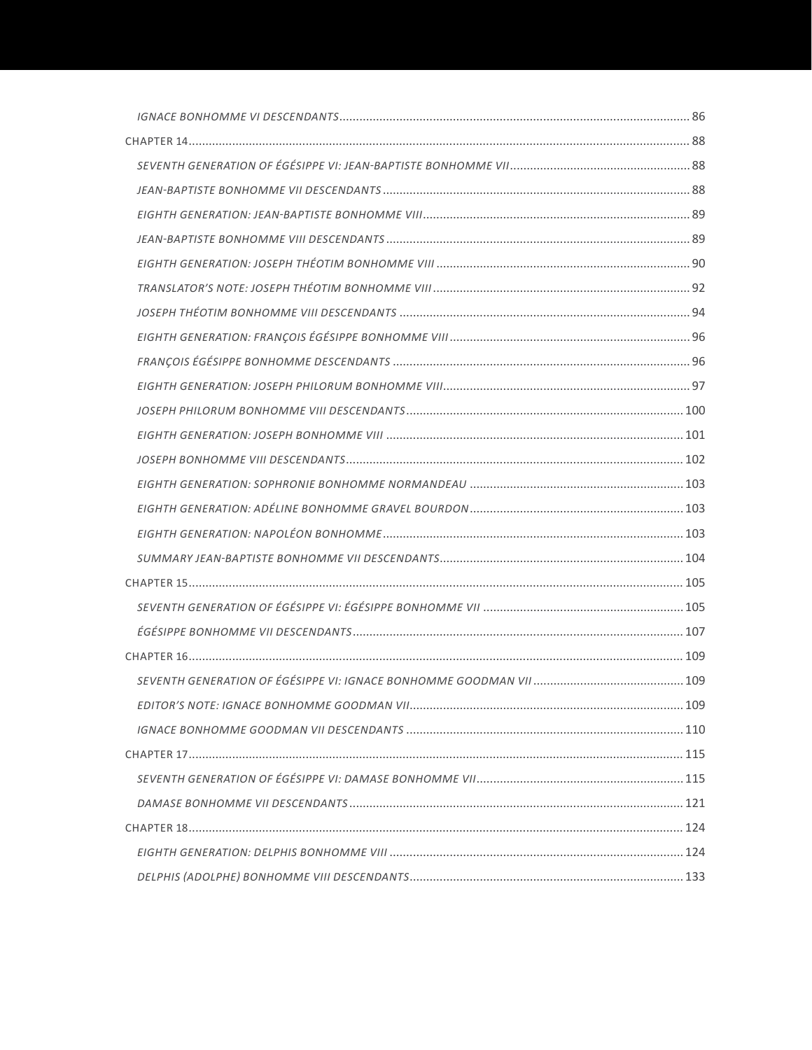*IGNACE BONHOMME VI DESCENDANTS* ........ 86

CHAPTER 14 ........ 88

*SEVENTH GENERATION OF ÉGÉSIPPE VI: JEAN-BAPTISTE BONHOMME VII* ........ 88

*JEAN-BAPTISTE BONHOMME VII DESCENDANTS* ........ 88

*EIGHTH GENERATION: JEAN-BAPTISTE BONHOMME VIII* ........ 89

*JEAN-BAPTISTE BONHOMME VIII DESCENDANTS* ........ 89

*EIGHTH GENERATION: JOSEPH THÉOTIM BONHOMME VIII* ........ 90

*TRANSLATOR'S NOTE: JOSEPH THÉOTIM BONHOMME VIII* ........ 92

*JOSEPH THÉOTIM BONHOMME VIII DESCENDANTS* ........ 94

*EIGHTH GENERATION: FRANÇOIS ÉGÉSIPPE BONHOMME VIII* ........ 96

*FRANÇOIS ÉGÉSIPPE BONHOMME DESCENDANTS* ........ 96

*EIGHTH GENERATION: JOSEPH PHILORUM BONHOMME VIII* ........ 97

*JOSEPH PHILORUM BONHOMME VIII DESCENDANTS* ........ 100

*EIGHTH GENERATION: JOSEPH BONHOMME VIII* ........ 101

*JOSEPH BONHOMME VIII DESCENDANTS* ........ 102

*EIGHTH GENERATION: SOPHRONIE BONHOMME NORMANDEAU* ........ 103

*EIGHTH GENERATION: ADÉLINE BONHOMME GRAVEL BOURDON* ........ 103

*EIGHTH GENERATION: NAPOLÉON BONHOMME* ........ 103

*SUMMARY JEAN-BAPTISTE BONHOMME VII DESCENDANTS* ........ 104

CHAPTER 15 ........ 105

*SEVENTH GENERATION OF ÉGÉSIPPE VI: ÉGÉSIPPE BONHOMME VII* ........ 105

*ÉGÉSIPPE BONHOMME VII DESCENDANTS* ........ 107

CHAPTER 16 ........ 109

*SEVENTH GENERATION OF ÉGÉSIPPE VI: IGNACE BONHOMME GOODMAN VII* ........ 109

*EDITOR'S NOTE: IGNACE BONHOMME GOODMAN VII* ........ 109

*IGNACE BONHOMME GOODMAN VII DESCENDANTS* ........ 110

CHAPTER 17 ........ 115

*SEVENTH GENERATION OF ÉGÉSIPPE VI: DAMASE BONHOMME VII* ........ 115

*DAMASE BONHOMME VII DESCENDANTS* ........ 121

CHAPTER 18 ........ 124

*EIGHTH GENERATION: DELPHIS BONHOMME VIII* ........ 124

*DELPHIS (ADOLPHE) BONHOMME VIII DESCENDANTS* ........ 133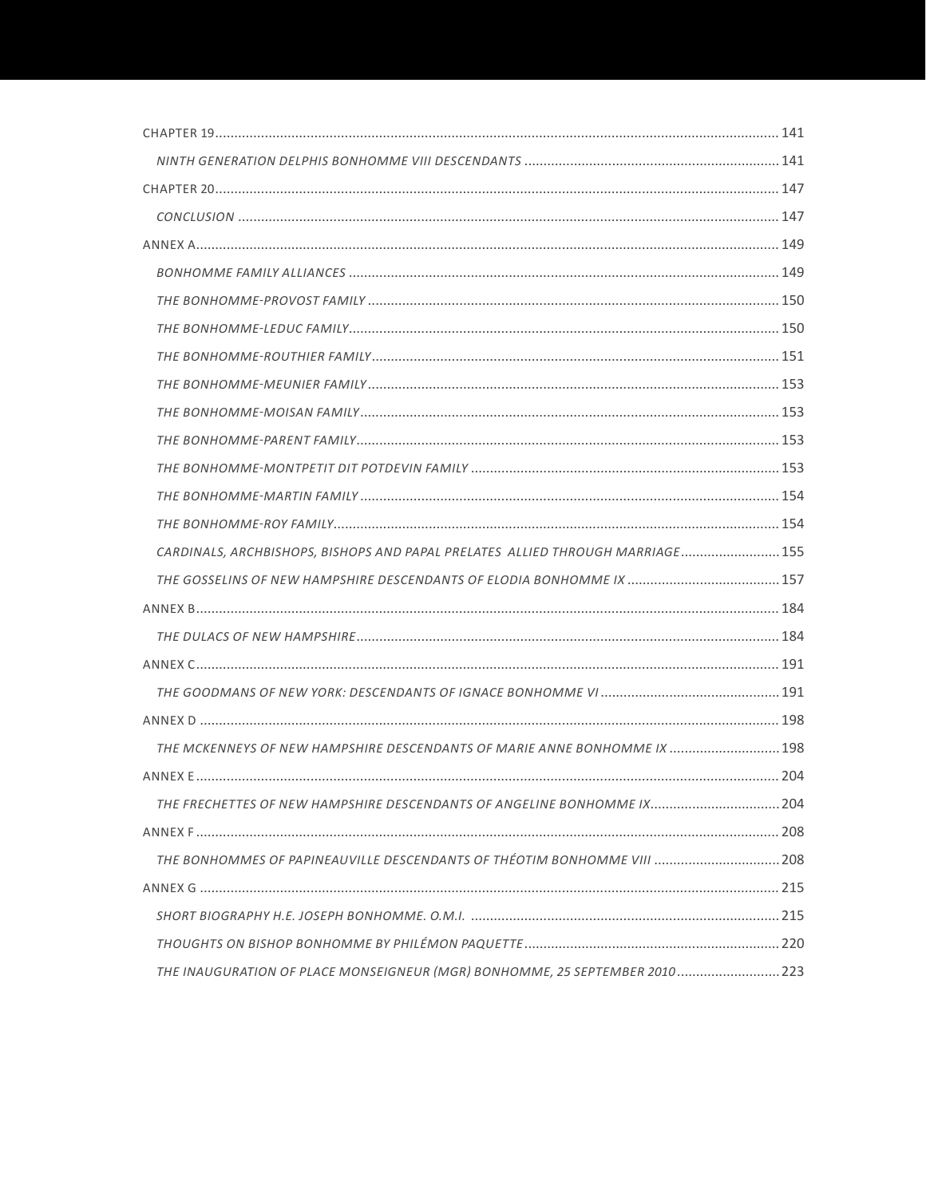CHAPTER 19 ..................................................................................... 141

*NINTH GENERATION DELPHIS BONHOMME VIII DESCENDANTS* .................................. 141

CHAPTER 20 ..................................................................................... 147

*CONCLUSION* ..................................................................................... 147

ANNEX A ..................................................................................... 149

*BONHOMME FAMILY ALLIANCES* ..................................................................................... 149

*THE BONHOMME-PROVOST FAMILY* ..................................................................................... 150

*THE BONHOMME-LEDUC FAMILY* ..................................................................................... 150

*THE BONHOMME-ROUTHIER FAMILY* ..................................................................................... 151

*THE BONHOMME-MEUNIER FAMILY* ..................................................................................... 153

*THE BONHOMME-MOISAN FAMILY* ..................................................................................... 153

*THE BONHOMME-PARENT FAMILY* ..................................................................................... 153

*THE BONHOMME-MONTPETIT DIT POTDEVIN FAMILY* ..................................................................................... 153

*THE BONHOMME-MARTIN FAMILY* ..................................................................................... 154

*THE BONHOMME-ROY FAMILY* ..................................................................................... 154

*CARDINALS, ARCHBISHOPS, BISHOPS AND PAPAL PRELATES ALLIED THROUGH MARRIAGE* .......................... 155

*THE GOSSELINS OF NEW HAMPSHIRE DESCENDANTS OF ELODIA BONHOMME IX* .......................................... 157

ANNEX B ..................................................................................... 184

*THE DULACS OF NEW HAMPSHIRE* ..................................................................................... 184

ANNEX C ..................................................................................... 191

*THE GOODMANS OF NEW YORK: DESCENDANTS OF IGNACE BONHOMME VI* .............................................. 191

ANNEX D ..................................................................................... 198

*THE MCKENNEYS OF NEW HAMPSHIRE DESCENDANTS OF MARIE ANNE BONHOMME IX* ............................ 198

ANNEX E ..................................................................................... 204

*THE FRECHETTES OF NEW HAMPSHIRE DESCENDANTS OF ANGELINE BONHOMME IX* ................................. 204

ANNEX F ..................................................................................... 208

*THE BONHOMMES OF PAPINEAUVILLE DESCENDANTS OF THÉOTIM BONHOMME VIII* ................................. 208

ANNEX G ..................................................................................... 215

*SHORT BIOGRAPHY H.E. JOSEPH BONHOMME. O.M.I.* ..................................................................................... 215

*THOUGHTS ON BISHOP BONHOMME BY PHILÉMON PAQUETTE* ..................................................................................... 220

*THE INAUGURATION OF PLACE MONSEIGNEUR (MGR) BONHOMME, 25 SEPTEMBER 2010* .......................... 223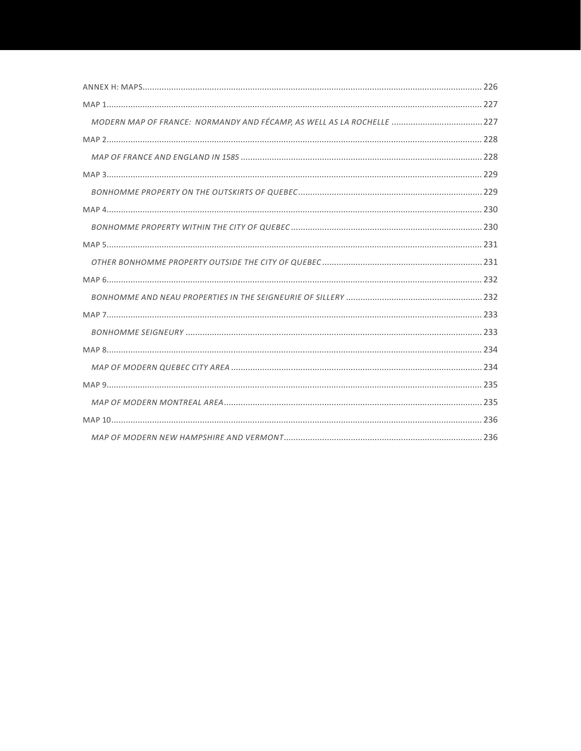ANNEX H: MAPS ........ 226

MAP 1 ........ 227

*MODERN MAP OF FRANCE: NORMANDY AND FÉCAMP, AS WELL AS LA ROCHELLE* ........ 227

MAP 2 ........ 228

*MAP OF FRANCE AND ENGLAND IN 1585* ........ 228

MAP 3 ........ 229

*BONHOMME PROPERTY ON THE OUTSKIRTS OF QUEBEC* ........ 229

MAP 4 ........ 230

*BONHOMME PROPERTY WITHIN THE CITY OF QUEBEC* ........ 230

MAP 5 ........ 231

*OTHER BONHOMME PROPERTY OUTSIDE THE CITY OF QUEBEC* ........ 231

MAP 6 ........ 232

*BONHOMME AND NEAU PROPERTIES IN THE SEIGNEURIE OF SILLERY* ........ 232

MAP 7 ........ 233

*BONHOMME SEIGNEURY* ........ 233

MAP 8 ........ 234

*MAP OF MODERN QUEBEC CITY AREA* ........ 234

MAP 9 ........ 235

*MAP OF MODERN MONTREAL AREA* ........ 235

MAP 10 ........ 236

*MAP OF MODERN NEW HAMPSHIRE AND VERMONT* ........ 236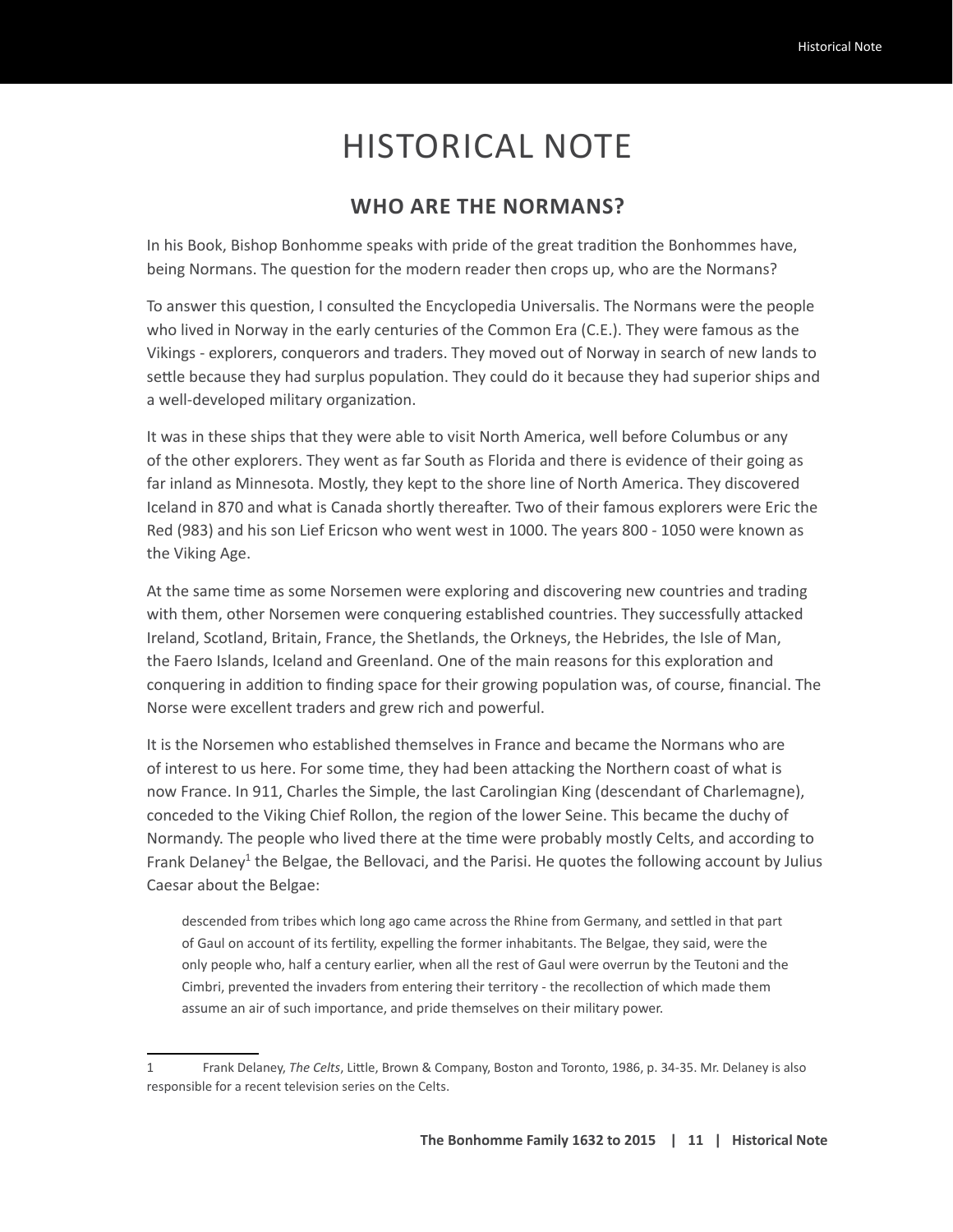# HISTORICAL NOTE

## WHO ARE THE NORMANS?

In his Book, Bishop Bonhomme speaks with pride of the great tradition the Bonhommes have, being Normans. The question for the modern reader then crops up, who are the Normans?

To answer this question, I consulted the Encyclopedia Universalis. The Normans were the people who lived in Norway in the early centuries of the Common Era (C.E.). They were famous as the Vikings - explorers, conquerors and traders. They moved out of Norway in search of new lands to settle because they had surplus population. They could do it because they had superior ships and a well-developed military organization.

It was in these ships that they were able to visit North America, well before Columbus or any of the other explorers. They went as far South as Florida and there is evidence of their going as far inland as Minnesota. Mostly, they kept to the shore line of North America. They discovered Iceland in 870 and what is Canada shortly thereafter. Two of their famous explorers were Eric the Red (983) and his son Lief Ericson who went west in 1000. The years 800 - 1050 were known as the Viking Age.

At the same time as some Norsemen were exploring and discovering new countries and trading with them, other Norsemen were conquering established countries. They successfully attacked Ireland, Scotland, Britain, France, the Shetlands, the Orkneys, the Hebrides, the Isle of Man, the Faero Islands, Iceland and Greenland. One of the main reasons for this exploration and conquering in addition to finding space for their growing population was, of course, financial. The Norse were excellent traders and grew rich and powerful.

It is the Norsemen who established themselves in France and became the Normans who are of interest to us here. For some time, they had been attacking the Northern coast of what is now France. In 911, Charles the Simple, the last Carolingian King (descendant of Charlemagne), conceded to the Viking Chief Rollon, the region of the lower Seine. This became the duchy of Normandy. The people who lived there at the time were probably mostly Celts, and according to Frank Delaney[1] the Belgae, the Bellovaci, and the Parisi. He quotes the following account by Julius Caesar about the Belgae:

> descended from tribes which long ago came across the Rhine from Germany, and settled in that part of Gaul on account of its fertility, expelling the former inhabitants. The Belgae, they said, were the only people who, half a century earlier, when all the rest of Gaul were overrun by the Teutoni and the Cimbri, prevented the invaders from entering their territory - the recollection of which made them assume an air of such importance, and pride themselves on their military power.

---

1 Frank Delaney, *The Celts*, Little, Brown & Company, Boston and Toronto, 1986, p. 34-35. Mr. Delaney is also responsible for a recent television series on the Celts.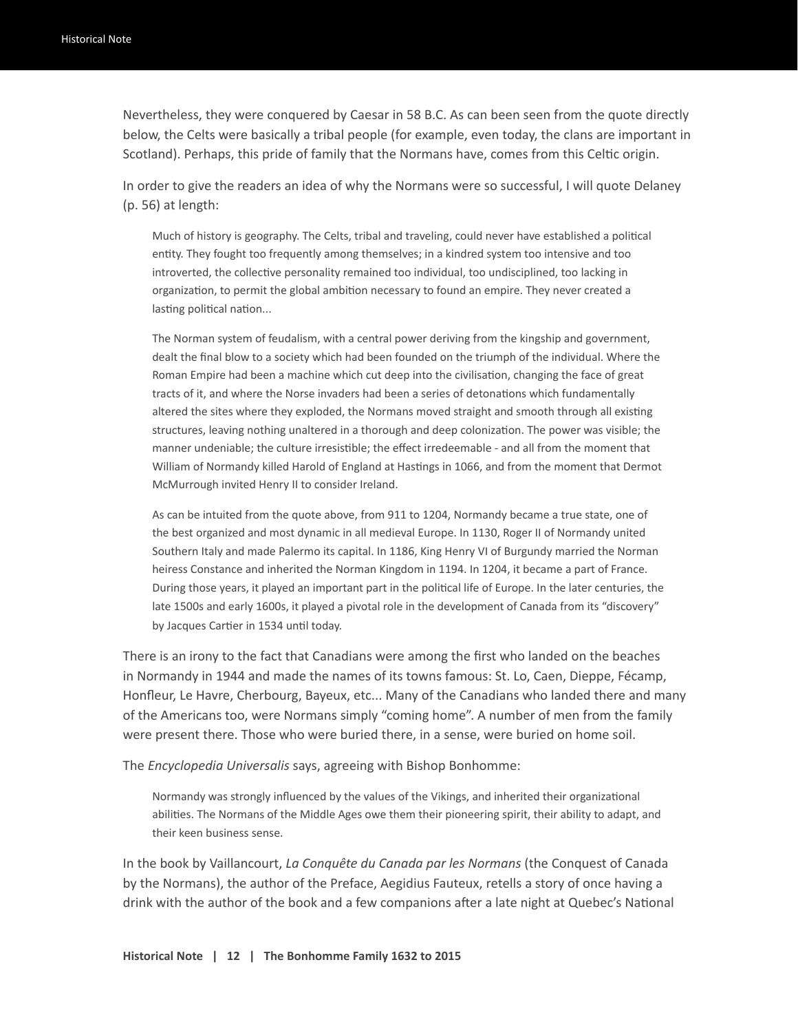Nevertheless, they were conquered by Caesar in 58 B.C. As can been seen from the quote directly below, the Celts were basically a tribal people (for example, even today, the clans are important in Scotland). Perhaps, this pride of family that the Normans have, comes from this Celtic origin.

In order to give the readers an idea of why the Normans were so successful, I will quote Delaney (p. 56) at length:

> Much of history is geography. The Celts, tribal and traveling, could never have established a political entity. They fought too frequently among themselves; in a kindred system too intensive and too introverted, the collective personality remained too individual, too undisciplined, too lacking in organization, to permit the global ambition necessary to found an empire. They never created a lasting political nation...
>
> The Norman system of feudalism, with a central power deriving from the kingship and government, dealt the final blow to a society which had been founded on the triumph of the individual. Where the Roman Empire had been a machine which cut deep into the civilisation, changing the face of great tracts of it, and where the Norse invaders had been a series of detonations which fundamentally altered the sites where they exploded, the Normans moved straight and smooth through all existing structures, leaving nothing unaltered in a thorough and deep colonization. The power was visible; the manner undeniable; the culture irresistible; the effect irredeemable - and all from the moment that William of Normandy killed Harold of England at Hastings in 1066, and from the moment that Dermot McMurrough invited Henry II to consider Ireland.
>
> As can be intuited from the quote above, from 911 to 1204, Normandy became a true state, one of the best organized and most dynamic in all medieval Europe. In 1130, Roger II of Normandy united Southern Italy and made Palermo its capital. In 1186, King Henry VI of Burgundy married the Norman heiress Constance and inherited the Norman Kingdom in 1194. In 1204, it became a part of France. During those years, it played an important part in the political life of Europe. In the later centuries, the late 1500s and early 1600s, it played a pivotal role in the development of Canada from its "discovery" by Jacques Cartier in 1534 until today.

There is an irony to the fact that Canadians were among the first who landed on the beaches in Normandy in 1944 and made the names of its towns famous: St. Lo, Caen, Dieppe, Fécamp, Honfleur, Le Havre, Cherbourg, Bayeux, etc... Many of the Canadians who landed there and many of the Americans too, were Normans simply "coming home". A number of men from the family were present there. Those who were buried there, in a sense, were buried on home soil.

The *Encyclopedia Universalis* says, agreeing with Bishop Bonhomme:

> Normandy was strongly influenced by the values of the Vikings, and inherited their organizational abilities. The Normans of the Middle Ages owe them their pioneering spirit, their ability to adapt, and their keen business sense.

In the book by Vaillancourt, *La Conquête du Canada par les Normans* (the Conquest of Canada by the Normans), the author of the Preface, Aegidius Fauteux, retells a story of once having a drink with the author of the book and a few companions after a late night at Quebec's National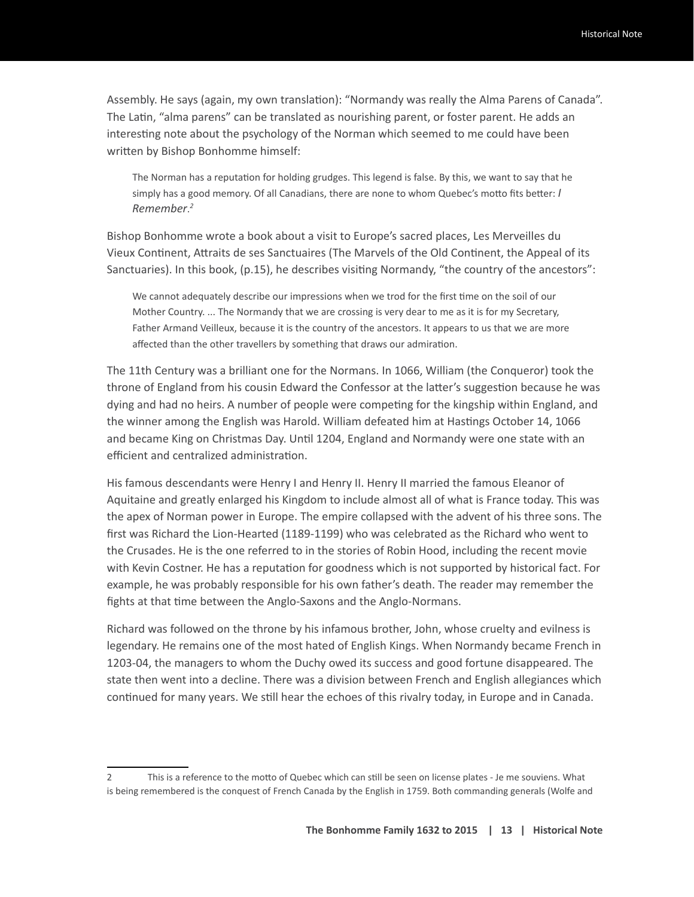Assembly. He says (again, my own translation): “Normandy was really the Alma Parens of Canada”. The Latin, “alma parens” can be translated as nourishing parent, or foster parent. He adds an interesting note about the psychology of the Norman which seemed to me could have been written by Bishop Bonhomme himself:

> The Norman has a reputation for holding grudges. This legend is false. By this, we want to say that he simply has a good memory. Of all Canadians, there are none to whom Quebec’s motto fits better: *I Remember*.[2]

Bishop Bonhomme wrote a book about a visit to Europe’s sacred places, Les Merveilles du Vieux Continent, Attraits de ses Sanctuaires (The Marvels of the Old Continent, the Appeal of its Sanctuaries). In this book, (p.15), he describes visiting Normandy, “the country of the ancestors”:

> We cannot adequately describe our impressions when we trod for the first time on the soil of our Mother Country. ... The Normandy that we are crossing is very dear to me as it is for my Secretary, Father Armand Veilleux, because it is the country of the ancestors. It appears to us that we are more affected than the other travellers by something that draws our admiration.

The 11th Century was a brilliant one for the Normans. In 1066, William (the Conqueror) took the throne of England from his cousin Edward the Confessor at the latter’s suggestion because he was dying and had no heirs. A number of people were competing for the kingship within England, and the winner among the English was Harold. William defeated him at Hastings October 14, 1066 and became King on Christmas Day. Until 1204, England and Normandy were one state with an efficient and centralized administration.

His famous descendants were Henry I and Henry II. Henry II married the famous Eleanor of Aquitaine and greatly enlarged his Kingdom to include almost all of what is France today. This was the apex of Norman power in Europe. The empire collapsed with the advent of his three sons. The first was Richard the Lion-Hearted (1189-1199) who was celebrated as the Richard who went to the Crusades. He is the one referred to in the stories of Robin Hood, including the recent movie with Kevin Costner. He has a reputation for goodness which is not supported by historical fact. For example, he was probably responsible for his own father’s death. The reader may remember the fights at that time between the Anglo-Saxons and the Anglo-Normans.

Richard was followed on the throne by his infamous brother, John, whose cruelty and evilness is legendary. He remains one of the most hated of English Kings. When Normandy became French in 1203-04, the managers to whom the Duchy owed its success and good fortune disappeared. The state then went into a decline. There was a division between French and English allegiances which continued for many years. We still hear the echoes of this rivalry today, in Europe and in Canada.

---

2 This is a reference to the motto of Quebec which can still be seen on license plates - Je me souviens. What is being remembered is the conquest of French Canada by the English in 1759. Both commanding generals (Wolfe and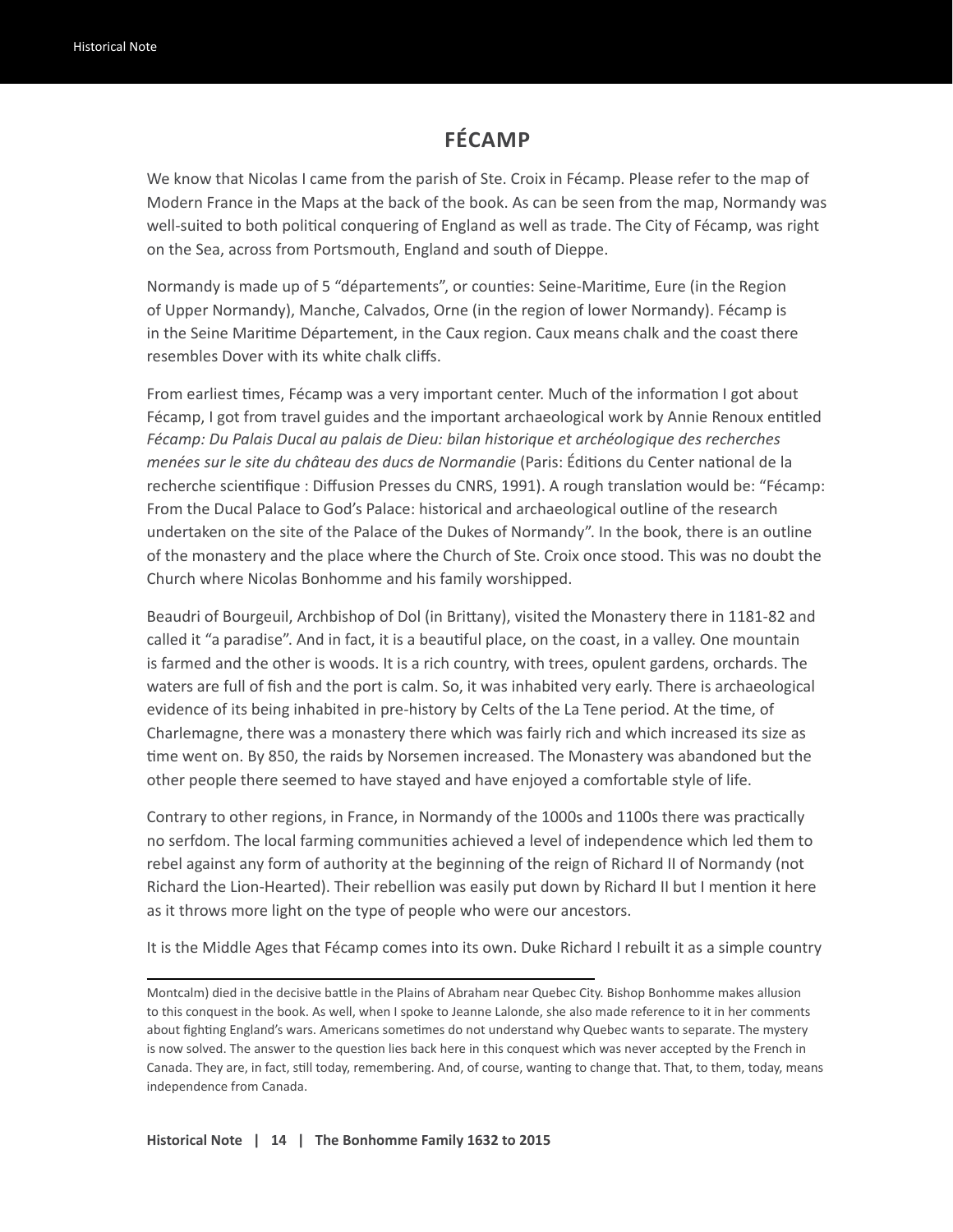## FÉCAMP

We know that Nicolas I came from the parish of Ste. Croix in Fécamp. Please refer to the map of Modern France in the Maps at the back of the book. As can be seen from the map, Normandy was well-suited to both political conquering of England as well as trade. The City of Fécamp, was right on the Sea, across from Portsmouth, England and south of Dieppe.

Normandy is made up of 5 "départements", or counties: Seine-Maritime, Eure (in the Region of Upper Normandy), Manche, Calvados, Orne (in the region of lower Normandy). Fécamp is in the Seine Maritime Département, in the Caux region. Caux means chalk and the coast there resembles Dover with its white chalk cliffs.

From earliest times, Fécamp was a very important center. Much of the information I got about Fécamp, I got from travel guides and the important archaeological work by Annie Renoux entitled *Fécamp: Du Palais Ducal au palais de Dieu: bilan historique et archéologique des recherches menées sur le site du château des ducs de Normandie* (Paris: Éditions du Center national de la recherche scientifique : Diffusion Presses du CNRS, 1991). A rough translation would be: "Fécamp: From the Ducal Palace to God's Palace: historical and archaeological outline of the research undertaken on the site of the Palace of the Dukes of Normandy". In the book, there is an outline of the monastery and the place where the Church of Ste. Croix once stood. This was no doubt the Church where Nicolas Bonhomme and his family worshipped.

Beaudri of Bourgeuil, Archbishop of Dol (in Brittany), visited the Monastery there in 1181-82 and called it "a paradise". And in fact, it is a beautiful place, on the coast, in a valley. One mountain is farmed and the other is woods. It is a rich country, with trees, opulent gardens, orchards. The waters are full of fish and the port is calm. So, it was inhabited very early. There is archaeological evidence of its being inhabited in pre-history by Celts of the La Tene period. At the time, of Charlemagne, there was a monastery there which was fairly rich and which increased its size as time went on. By 850, the raids by Norsemen increased. The Monastery was abandoned but the other people there seemed to have stayed and have enjoyed a comfortable style of life.

Contrary to other regions, in France, in Normandy of the 1000s and 1100s there was practically no serfdom. The local farming communities achieved a level of independence which led them to rebel against any form of authority at the beginning of the reign of Richard II of Normandy (not Richard the Lion-Hearted). Their rebellion was easily put down by Richard II but I mention it here as it throws more light on the type of people who were our ancestors.

It is the Middle Ages that Fécamp comes into its own. Duke Richard I rebuilt it as a simple country

---

Montcalm) died in the decisive battle in the Plains of Abraham near Quebec City. Bishop Bonhomme makes allusion to this conquest in the book. As well, when I spoke to Jeanne Lalonde, she also made reference to it in her comments about fighting England's wars. Americans sometimes do not understand why Quebec wants to separate. The mystery is now solved. The answer to the question lies back here in this conquest which was never accepted by the French in Canada. They are, in fact, still today, remembering. And, of course, wanting to change that. That, to them, today, means independence from Canada.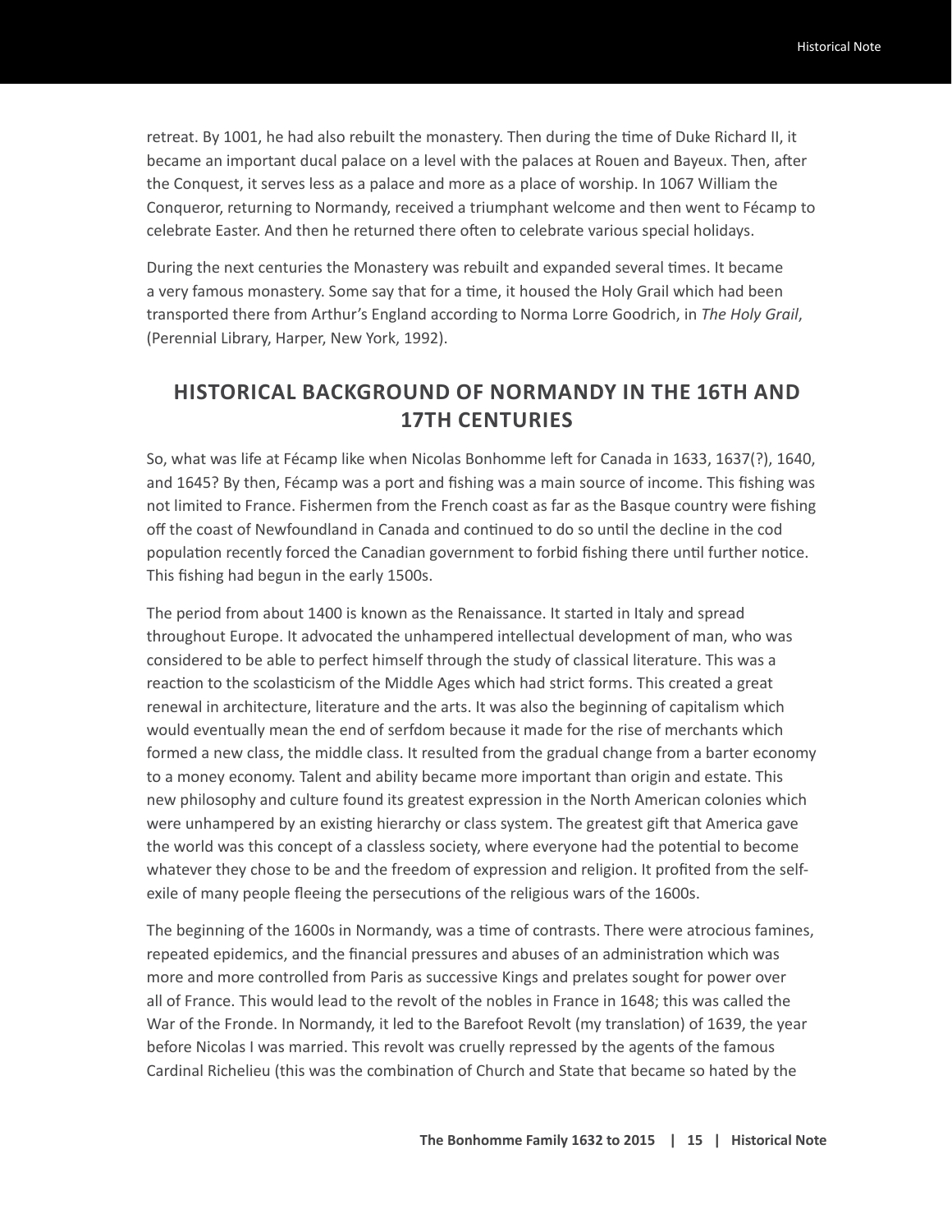retreat. By 1001, he had also rebuilt the monastery. Then during the time of Duke Richard II, it became an important ducal palace on a level with the palaces at Rouen and Bayeux. Then, after the Conquest, it serves less as a palace and more as a place of worship. In 1067 William the Conqueror, returning to Normandy, received a triumphant welcome and then went to Fécamp to celebrate Easter. And then he returned there often to celebrate various special holidays.

During the next centuries the Monastery was rebuilt and expanded several times. It became a very famous monastery. Some say that for a time, it housed the Holy Grail which had been transported there from Arthur's England according to Norma Lorre Goodrich, in *The Holy Grail*, (Perennial Library, Harper, New York, 1992).

## HISTORICAL BACKGROUND OF NORMANDY IN THE 16TH AND 17TH CENTURIES

So, what was life at Fécamp like when Nicolas Bonhomme left for Canada in 1633, 1637(?), 1640, and 1645? By then, Fécamp was a port and fishing was a main source of income. This fishing was not limited to France. Fishermen from the French coast as far as the Basque country were fishing off the coast of Newfoundland in Canada and continued to do so until the decline in the cod population recently forced the Canadian government to forbid fishing there until further notice. This fishing had begun in the early 1500s.

The period from about 1400 is known as the Renaissance. It started in Italy and spread throughout Europe. It advocated the unhampered intellectual development of man, who was considered to be able to perfect himself through the study of classical literature. This was a reaction to the scolasticism of the Middle Ages which had strict forms. This created a great renewal in architecture, literature and the arts. It was also the beginning of capitalism which would eventually mean the end of serfdom because it made for the rise of merchants which formed a new class, the middle class. It resulted from the gradual change from a barter economy to a money economy. Talent and ability became more important than origin and estate. This new philosophy and culture found its greatest expression in the North American colonies which were unhampered by an existing hierarchy or class system. The greatest gift that America gave the world was this concept of a classless society, where everyone had the potential to become whatever they chose to be and the freedom of expression and religion. It profited from the self-exile of many people fleeing the persecutions of the religious wars of the 1600s.

The beginning of the 1600s in Normandy, was a time of contrasts. There were atrocious famines, repeated epidemics, and the financial pressures and abuses of an administration which was more and more controlled from Paris as successive Kings and prelates sought for power over all of France. This would lead to the revolt of the nobles in France in 1648; this was called the War of the Fronde. In Normandy, it led to the Barefoot Revolt (my translation) of 1639, the year before Nicolas I was married. This revolt was cruelly repressed by the agents of the famous Cardinal Richelieu (this was the combination of Church and State that became so hated by the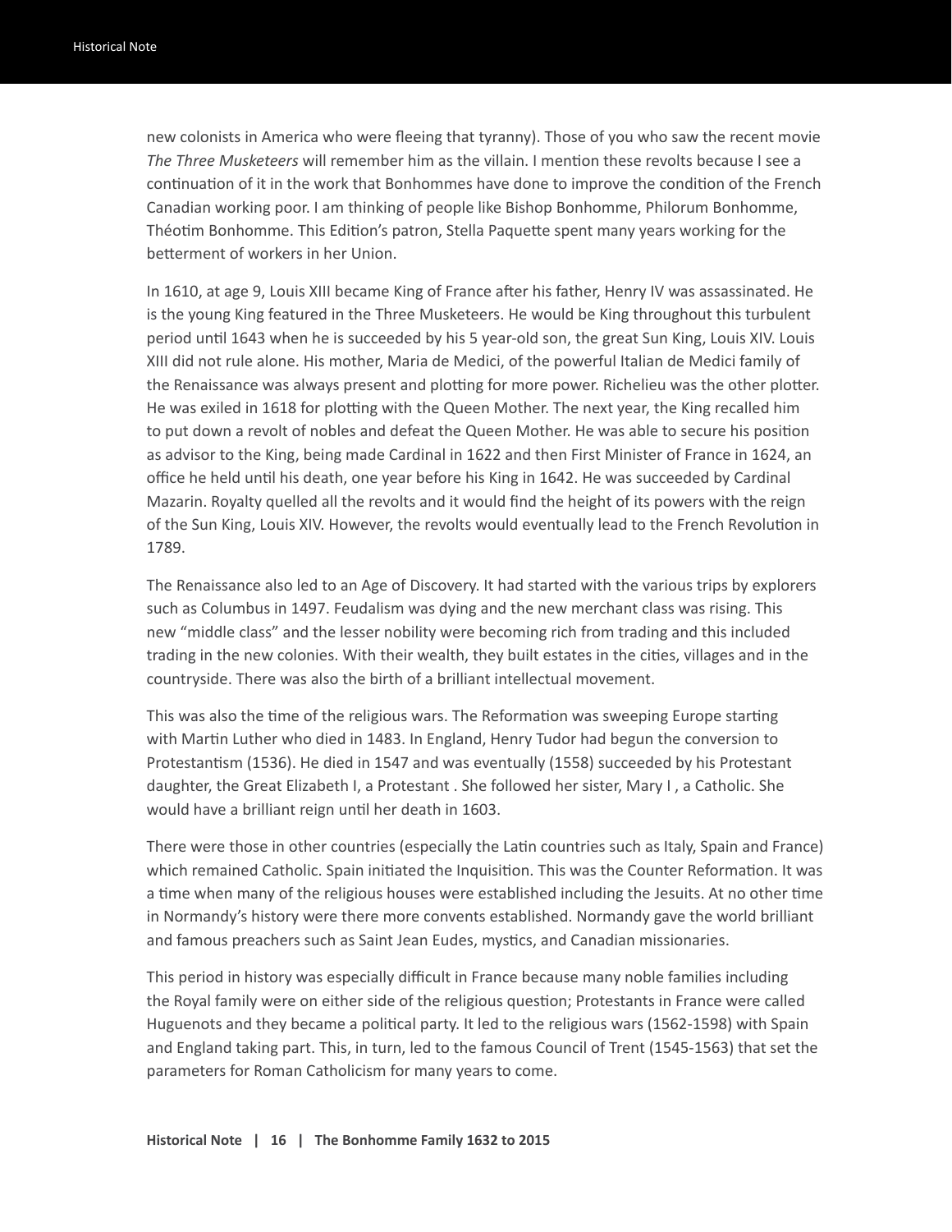new colonists in America who were fleeing that tyranny). Those of you who saw the recent movie *The Three Musketeers* will remember him as the villain. I mention these revolts because I see a continuation of it in the work that Bonhommes have done to improve the condition of the French Canadian working poor. I am thinking of people like Bishop Bonhomme, Philorum Bonhomme, Théotim Bonhomme. This Edition's patron, Stella Paquette spent many years working for the betterment of workers in her Union.

In 1610, at age 9, Louis XIII became King of France after his father, Henry IV was assassinated. He is the young King featured in the Three Musketeers. He would be King throughout this turbulent period until 1643 when he is succeeded by his 5 year-old son, the great Sun King, Louis XIV. Louis XIII did not rule alone. His mother, Maria de Medici, of the powerful Italian de Medici family of the Renaissance was always present and plotting for more power. Richelieu was the other plotter. He was exiled in 1618 for plotting with the Queen Mother. The next year, the King recalled him to put down a revolt of nobles and defeat the Queen Mother. He was able to secure his position as advisor to the King, being made Cardinal in 1622 and then First Minister of France in 1624, an office he held until his death, one year before his King in 1642. He was succeeded by Cardinal Mazarin. Royalty quelled all the revolts and it would find the height of its powers with the reign of the Sun King, Louis XIV. However, the revolts would eventually lead to the French Revolution in 1789.

The Renaissance also led to an Age of Discovery. It had started with the various trips by explorers such as Columbus in 1497. Feudalism was dying and the new merchant class was rising. This new "middle class" and the lesser nobility were becoming rich from trading and this included trading in the new colonies. With their wealth, they built estates in the cities, villages and in the countryside. There was also the birth of a brilliant intellectual movement.

This was also the time of the religious wars. The Reformation was sweeping Europe starting with Martin Luther who died in 1483. In England, Henry Tudor had begun the conversion to Protestantism (1536). He died in 1547 and was eventually (1558) succeeded by his Protestant daughter, the Great Elizabeth I, a Protestant . She followed her sister, Mary I , a Catholic. She would have a brilliant reign until her death in 1603.

There were those in other countries (especially the Latin countries such as Italy, Spain and France) which remained Catholic. Spain initiated the Inquisition. This was the Counter Reformation. It was a time when many of the religious houses were established including the Jesuits. At no other time in Normandy's history were there more convents established. Normandy gave the world brilliant and famous preachers such as Saint Jean Eudes, mystics, and Canadian missionaries.

This period in history was especially difficult in France because many noble families including the Royal family were on either side of the religious question; Protestants in France were called Huguenots and they became a political party. It led to the religious wars (1562-1598) with Spain and England taking part. This, in turn, led to the famous Council of Trent (1545-1563) that set the parameters for Roman Catholicism for many years to come.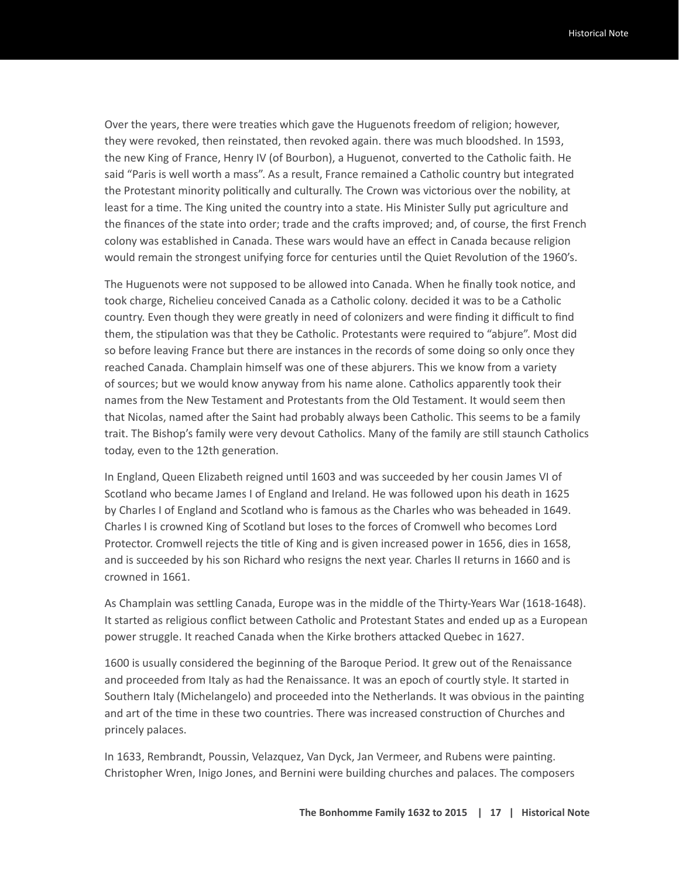Over the years, there were treaties which gave the Huguenots freedom of religion; however, they were revoked, then reinstated, then revoked again. there was much bloodshed. In 1593, the new King of France, Henry IV (of Bourbon), a Huguenot, converted to the Catholic faith. He said "Paris is well worth a mass". As a result, France remained a Catholic country but integrated the Protestant minority politically and culturally. The Crown was victorious over the nobility, at least for a time. The King united the country into a state. His Minister Sully put agriculture and the finances of the state into order; trade and the crafts improved; and, of course, the first French colony was established in Canada. These wars would have an effect in Canada because religion would remain the strongest unifying force for centuries until the Quiet Revolution of the 1960's.

The Huguenots were not supposed to be allowed into Canada. When he finally took notice, and took charge, Richelieu conceived Canada as a Catholic colony. decided it was to be a Catholic country. Even though they were greatly in need of colonizers and were finding it difficult to find them, the stipulation was that they be Catholic. Protestants were required to "abjure". Most did so before leaving France but there are instances in the records of some doing so only once they reached Canada. Champlain himself was one of these abjurers. This we know from a variety of sources; but we would know anyway from his name alone. Catholics apparently took their names from the New Testament and Protestants from the Old Testament. It would seem then that Nicolas, named after the Saint had probably always been Catholic. This seems to be a family trait. The Bishop's family were very devout Catholics. Many of the family are still staunch Catholics today, even to the 12th generation.

In England, Queen Elizabeth reigned until 1603 and was succeeded by her cousin James VI of Scotland who became James I of England and Ireland. He was followed upon his death in 1625 by Charles I of England and Scotland who is famous as the Charles who was beheaded in 1649. Charles I is crowned King of Scotland but loses to the forces of Cromwell who becomes Lord Protector. Cromwell rejects the title of King and is given increased power in 1656, dies in 1658, and is succeeded by his son Richard who resigns the next year. Charles II returns in 1660 and is crowned in 1661.

As Champlain was settling Canada, Europe was in the middle of the Thirty-Years War (1618-1648). It started as religious conflict between Catholic and Protestant States and ended up as a European power struggle. It reached Canada when the Kirke brothers attacked Quebec in 1627.

1600 is usually considered the beginning of the Baroque Period. It grew out of the Renaissance and proceeded from Italy as had the Renaissance. It was an epoch of courtly style. It started in Southern Italy (Michelangelo) and proceeded into the Netherlands. It was obvious in the painting and art of the time in these two countries. There was increased construction of Churches and princely palaces.

In 1633, Rembrandt, Poussin, Velazquez, Van Dyck, Jan Vermeer, and Rubens were painting. Christopher Wren, Inigo Jones, and Bernini were building churches and palaces. The composers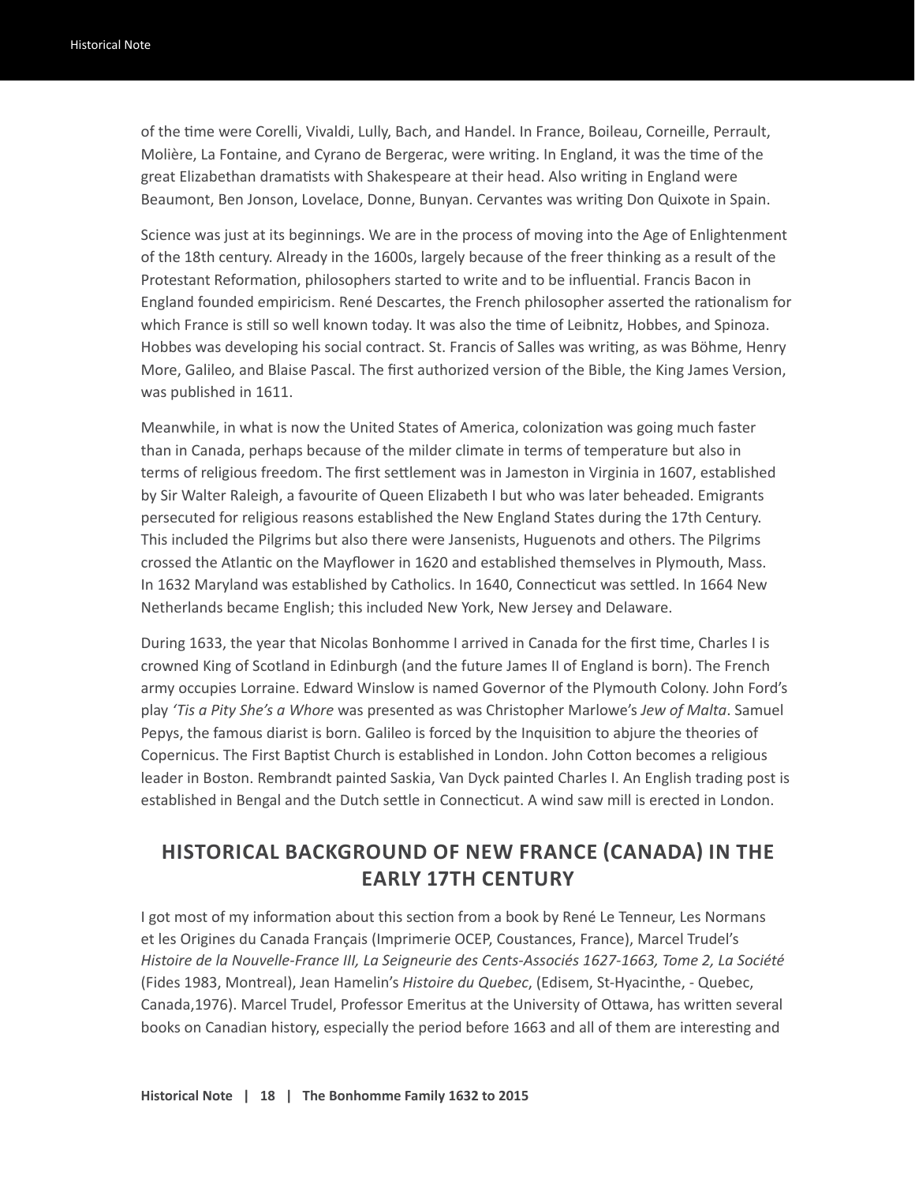of the time were Corelli, Vivaldi, Lully, Bach, and Handel. In France, Boileau, Corneille, Perrault, Molière, La Fontaine, and Cyrano de Bergerac, were writing. In England, it was the time of the great Elizabethan dramatists with Shakespeare at their head. Also writing in England were Beaumont, Ben Jonson, Lovelace, Donne, Bunyan. Cervantes was writing Don Quixote in Spain.

Science was just at its beginnings. We are in the process of moving into the Age of Enlightenment of the 18th century. Already in the 1600s, largely because of the freer thinking as a result of the Protestant Reformation, philosophers started to write and to be influential. Francis Bacon in England founded empiricism. René Descartes, the French philosopher asserted the rationalism for which France is still so well known today. It was also the time of Leibnitz, Hobbes, and Spinoza. Hobbes was developing his social contract. St. Francis of Salles was writing, as was Böhme, Henry More, Galileo, and Blaise Pascal. The first authorized version of the Bible, the King James Version, was published in 1611.

Meanwhile, in what is now the United States of America, colonization was going much faster than in Canada, perhaps because of the milder climate in terms of temperature but also in terms of religious freedom. The first settlement was in Jameston in Virginia in 1607, established by Sir Walter Raleigh, a favourite of Queen Elizabeth I but who was later beheaded. Emigrants persecuted for religious reasons established the New England States during the 17th Century. This included the Pilgrims but also there were Jansenists, Huguenots and others. The Pilgrims crossed the Atlantic on the Mayflower in 1620 and established themselves in Plymouth, Mass. In 1632 Maryland was established by Catholics. In 1640, Connecticut was settled. In 1664 New Netherlands became English; this included New York, New Jersey and Delaware.

During 1633, the year that Nicolas Bonhomme I arrived in Canada for the first time, Charles I is crowned King of Scotland in Edinburgh (and the future James II of England is born). The French army occupies Lorraine. Edward Winslow is named Governor of the Plymouth Colony. John Ford's play *'Tis a Pity She's a Whore* was presented as was Christopher Marlowe's *Jew of Malta*. Samuel Pepys, the famous diarist is born. Galileo is forced by the Inquisition to abjure the theories of Copernicus. The First Baptist Church is established in London. John Cotton becomes a religious leader in Boston. Rembrandt painted Saskia, Van Dyck painted Charles I. An English trading post is established in Bengal and the Dutch settle in Connecticut. A wind saw mill is erected in London.

## HISTORICAL BACKGROUND OF NEW FRANCE (CANADA) IN THE EARLY 17TH CENTURY

I got most of my information about this section from a book by René Le Tenneur, Les Normans et les Origines du Canada Français (Imprimerie OCEP, Coustances, France), Marcel Trudel's *Histoire de la Nouvelle-France III, La Seigneurie des Cents-Associés 1627-1663, Tome 2, La Société* (Fides 1983, Montreal), Jean Hamelin's *Histoire du Quebec*, (Edisem, St-Hyacinthe, - Quebec, Canada,1976). Marcel Trudel, Professor Emeritus at the University of Ottawa, has written several books on Canadian history, especially the period before 1663 and all of them are interesting and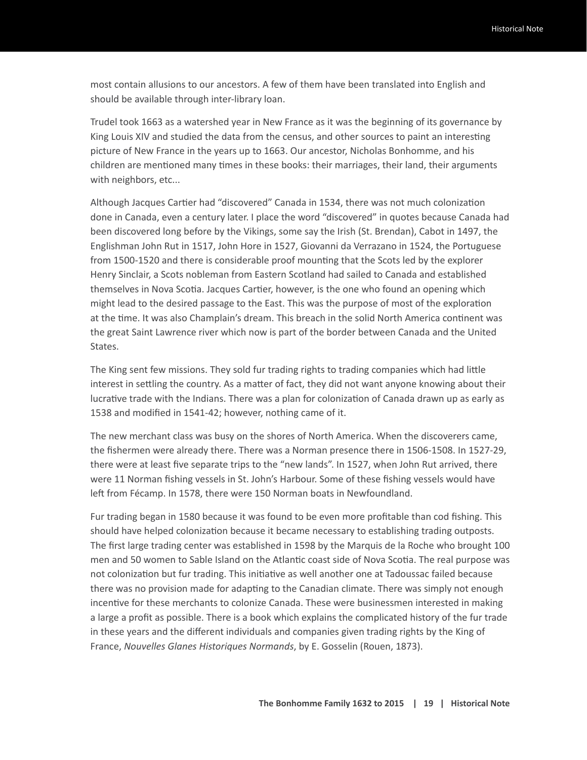most contain allusions to our ancestors. A few of them have been translated into English and should be available through inter-library loan.

Trudel took 1663 as a watershed year in New France as it was the beginning of its governance by King Louis XIV and studied the data from the census, and other sources to paint an interesting picture of New France in the years up to 1663. Our ancestor, Nicholas Bonhomme, and his children are mentioned many times in these books: their marriages, their land, their arguments with neighbors, etc...

Although Jacques Cartier had "discovered" Canada in 1534, there was not much colonization done in Canada, even a century later. I place the word "discovered" in quotes because Canada had been discovered long before by the Vikings, some say the Irish (St. Brendan), Cabot in 1497, the Englishman John Rut in 1517, John Hore in 1527, Giovanni da Verrazano in 1524, the Portuguese from 1500-1520 and there is considerable proof mounting that the Scots led by the explorer Henry Sinclair, a Scots nobleman from Eastern Scotland had sailed to Canada and established themselves in Nova Scotia. Jacques Cartier, however, is the one who found an opening which might lead to the desired passage to the East. This was the purpose of most of the exploration at the time. It was also Champlain's dream. This breach in the solid North America continent was the great Saint Lawrence river which now is part of the border between Canada and the United States.

The King sent few missions. They sold fur trading rights to trading companies which had little interest in settling the country. As a matter of fact, they did not want anyone knowing about their lucrative trade with the Indians. There was a plan for colonization of Canada drawn up as early as 1538 and modified in 1541-42; however, nothing came of it.

The new merchant class was busy on the shores of North America. When the discoverers came, the fishermen were already there. There was a Norman presence there in 1506-1508. In 1527-29, there were at least five separate trips to the "new lands". In 1527, when John Rut arrived, there were 11 Norman fishing vessels in St. John's Harbour. Some of these fishing vessels would have left from Fécamp. In 1578, there were 150 Norman boats in Newfoundland.

Fur trading began in 1580 because it was found to be even more profitable than cod fishing. This should have helped colonization because it became necessary to establishing trading outposts. The first large trading center was established in 1598 by the Marquis de la Roche who brought 100 men and 50 women to Sable Island on the Atlantic coast side of Nova Scotia. The real purpose was not colonization but fur trading. This initiative as well another one at Tadoussac failed because there was no provision made for adapting to the Canadian climate. There was simply not enough incentive for these merchants to colonize Canada. These were businessmen interested in making a large a profit as possible. There is a book which explains the complicated history of the fur trade in these years and the different individuals and companies given trading rights by the King of France, *Nouvelles Glanes Historiques Normands*, by E. Gosselin (Rouen, 1873).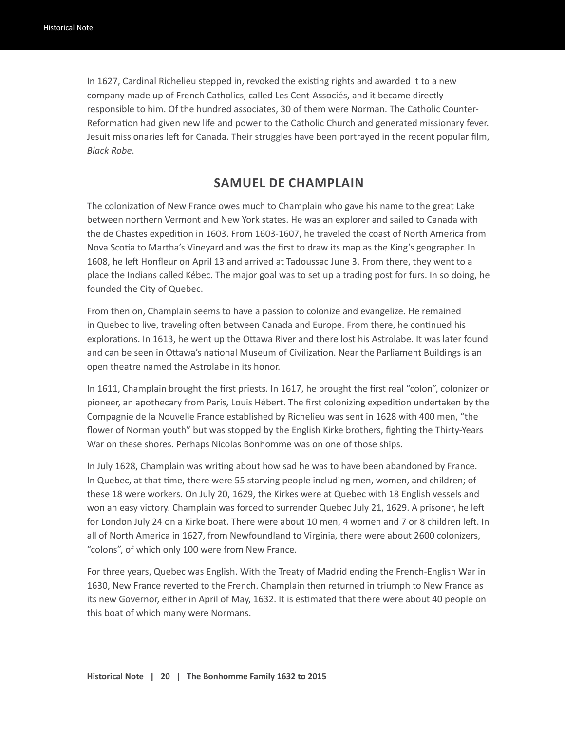In 1627, Cardinal Richelieu stepped in, revoked the existing rights and awarded it to a new company made up of French Catholics, called Les Cent-Associés, and it became directly responsible to him. Of the hundred associates, 30 of them were Norman. The Catholic Counter-Reformation had given new life and power to the Catholic Church and generated missionary fever. Jesuit missionaries left for Canada. Their struggles have been portrayed in the recent popular film, *Black Robe*.

## SAMUEL DE CHAMPLAIN

The colonization of New France owes much to Champlain who gave his name to the great Lake between northern Vermont and New York states. He was an explorer and sailed to Canada with the de Chastes expedition in 1603. From 1603-1607, he traveled the coast of North America from Nova Scotia to Martha's Vineyard and was the first to draw its map as the King's geographer. In 1608, he left Honfleur on April 13 and arrived at Tadoussac June 3. From there, they went to a place the Indians called Kébec. The major goal was to set up a trading post for furs. In so doing, he founded the City of Quebec.

From then on, Champlain seems to have a passion to colonize and evangelize. He remained in Quebec to live, traveling often between Canada and Europe. From there, he continued his explorations. In 1613, he went up the Ottawa River and there lost his Astrolabe. It was later found and can be seen in Ottawa's national Museum of Civilization. Near the Parliament Buildings is an open theatre named the Astrolabe in its honor.

In 1611, Champlain brought the first priests. In 1617, he brought the first real "colon", colonizer or pioneer, an apothecary from Paris, Louis Hébert. The first colonizing expedition undertaken by the Compagnie de la Nouvelle France established by Richelieu was sent in 1628 with 400 men, "the flower of Norman youth" but was stopped by the English Kirke brothers, fighting the Thirty-Years War on these shores. Perhaps Nicolas Bonhomme was on one of those ships.

In July 1628, Champlain was writing about how sad he was to have been abandoned by France. In Quebec, at that time, there were 55 starving people including men, women, and children; of these 18 were workers. On July 20, 1629, the Kirkes were at Quebec with 18 English vessels and won an easy victory. Champlain was forced to surrender Quebec July 21, 1629. A prisoner, he left for London July 24 on a Kirke boat. There were about 10 men, 4 women and 7 or 8 children left. In all of North America in 1627, from Newfoundland to Virginia, there were about 2600 colonizers, "colons", of which only 100 were from New France.

For three years, Quebec was English. With the Treaty of Madrid ending the French-English War in 1630, New France reverted to the French. Champlain then returned in triumph to New France as its new Governor, either in April of May, 1632. It is estimated that there were about 40 people on this boat of which many were Normans.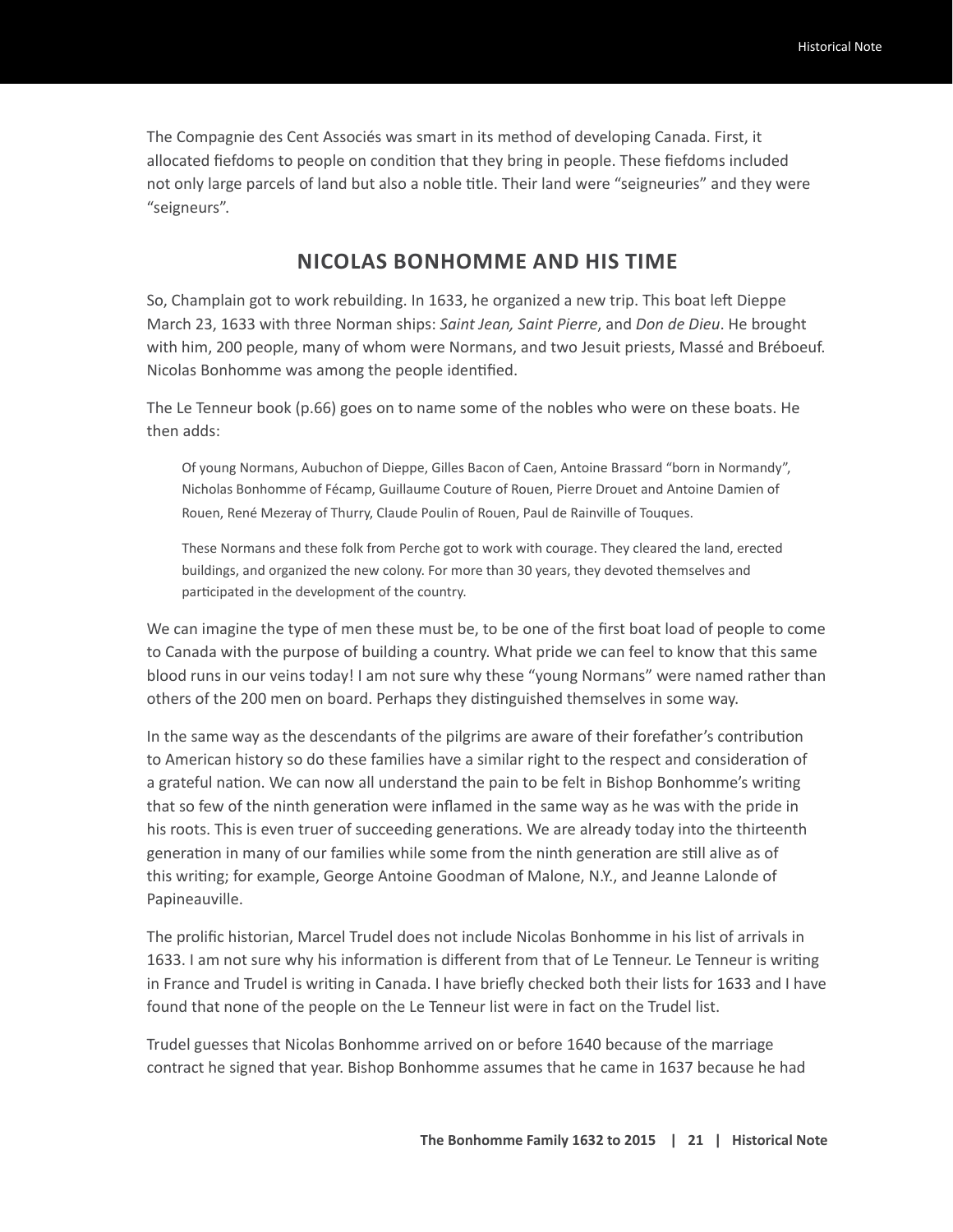The Compagnie des Cent Associés was smart in its method of developing Canada. First, it allocated fiefdoms to people on condition that they bring in people. These fiefdoms included not only large parcels of land but also a noble title. Their land were "seigneuries" and they were "seigneurs".

## NICOLAS BONHOMME AND HIS TIME

So, Champlain got to work rebuilding. In 1633, he organized a new trip. This boat left Dieppe March 23, 1633 with three Norman ships: *Saint Jean, Saint Pierre*, and *Don de Dieu*. He brought with him, 200 people, many of whom were Normans, and two Jesuit priests, Massé and Bréboeuf. Nicolas Bonhomme was among the people identified.

The Le Tenneur book (p.66) goes on to name some of the nobles who were on these boats. He then adds:

> Of young Normans, Aubuchon of Dieppe, Gilles Bacon of Caen, Antoine Brassard "born in Normandy", Nicholas Bonhomme of Fécamp, Guillaume Couture of Rouen, Pierre Drouet and Antoine Damien of Rouen, René Mezeray of Thurry, Claude Poulin of Rouen, Paul de Rainville of Touques.
>
> These Normans and these folk from Perche got to work with courage. They cleared the land, erected buildings, and organized the new colony. For more than 30 years, they devoted themselves and participated in the development of the country.

We can imagine the type of men these must be, to be one of the first boat load of people to come to Canada with the purpose of building a country. What pride we can feel to know that this same blood runs in our veins today! I am not sure why these "young Normans" were named rather than others of the 200 men on board. Perhaps they distinguished themselves in some way.

In the same way as the descendants of the pilgrims are aware of their forefather's contribution to American history so do these families have a similar right to the respect and consideration of a grateful nation. We can now all understand the pain to be felt in Bishop Bonhomme's writing that so few of the ninth generation were inflamed in the same way as he was with the pride in his roots. This is even truer of succeeding generations. We are already today into the thirteenth generation in many of our families while some from the ninth generation are still alive as of this writing; for example, George Antoine Goodman of Malone, N.Y., and Jeanne Lalonde of Papineauville.

The prolific historian, Marcel Trudel does not include Nicolas Bonhomme in his list of arrivals in 1633. I am not sure why his information is different from that of Le Tenneur. Le Tenneur is writing in France and Trudel is writing in Canada. I have briefly checked both their lists for 1633 and I have found that none of the people on the Le Tenneur list were in fact on the Trudel list.

Trudel guesses that Nicolas Bonhomme arrived on or before 1640 because of the marriage contract he signed that year. Bishop Bonhomme assumes that he came in 1637 because he had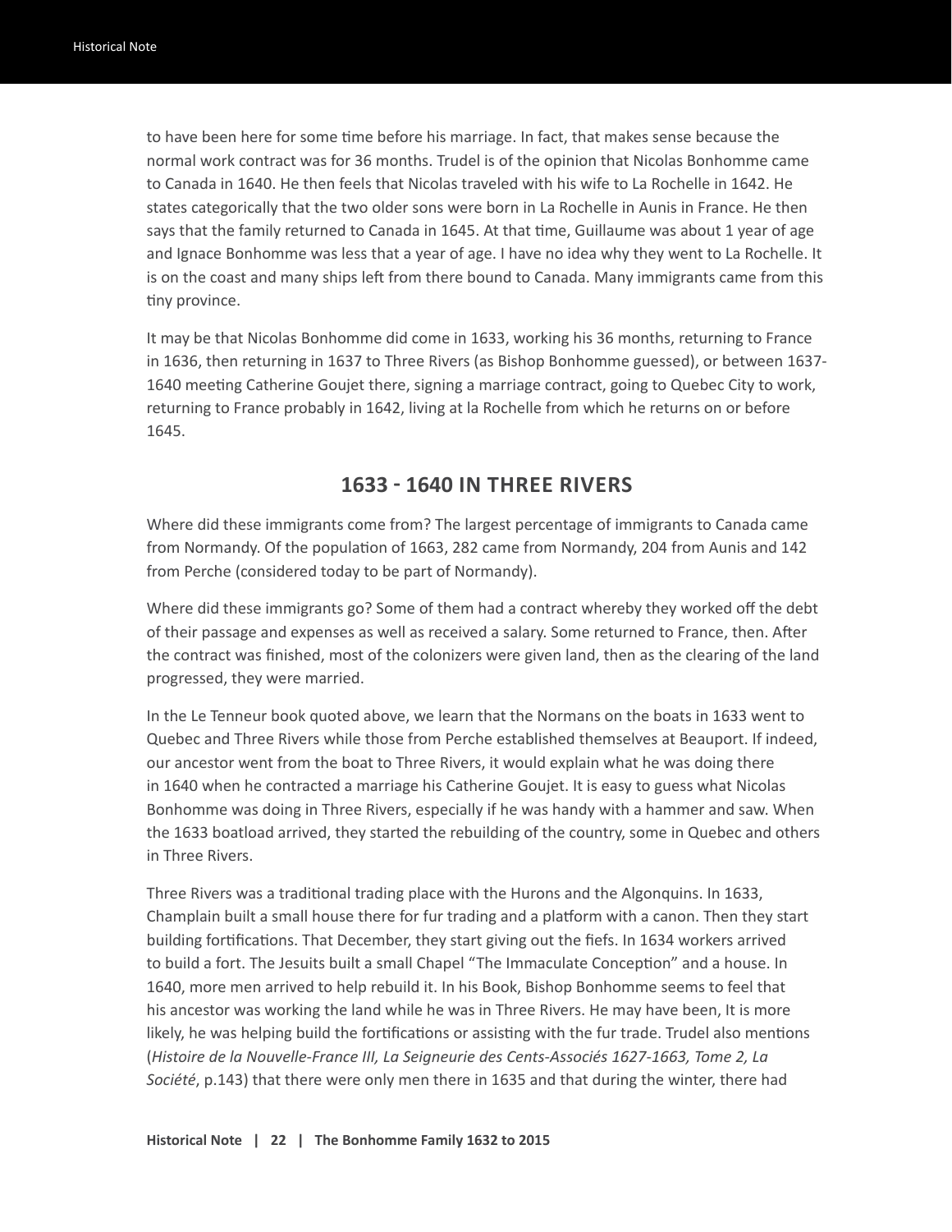to have been here for some time before his marriage. In fact, that makes sense because the normal work contract was for 36 months. Trudel is of the opinion that Nicolas Bonhomme came to Canada in 1640. He then feels that Nicolas traveled with his wife to La Rochelle in 1642. He states categorically that the two older sons were born in La Rochelle in Aunis in France. He then says that the family returned to Canada in 1645. At that time, Guillaume was about 1 year of age and Ignace Bonhomme was less that a year of age. I have no idea why they went to La Rochelle. It is on the coast and many ships left from there bound to Canada. Many immigrants came from this tiny province.

It may be that Nicolas Bonhomme did come in 1633, working his 36 months, returning to France in 1636, then returning in 1637 to Three Rivers (as Bishop Bonhomme guessed), or between 1637-1640 meeting Catherine Goujet there, signing a marriage contract, going to Quebec City to work, returning to France probably in 1642, living at la Rochelle from which he returns on or before 1645.

## 1633 - 1640 IN THREE RIVERS

Where did these immigrants come from? The largest percentage of immigrants to Canada came from Normandy. Of the population of 1663, 282 came from Normandy, 204 from Aunis and 142 from Perche (considered today to be part of Normandy).

Where did these immigrants go? Some of them had a contract whereby they worked off the debt of their passage and expenses as well as received a salary. Some returned to France, then. After the contract was finished, most of the colonizers were given land, then as the clearing of the land progressed, they were married.

In the Le Tenneur book quoted above, we learn that the Normans on the boats in 1633 went to Quebec and Three Rivers while those from Perche established themselves at Beauport. If indeed, our ancestor went from the boat to Three Rivers, it would explain what he was doing there in 1640 when he contracted a marriage his Catherine Goujet. It is easy to guess what Nicolas Bonhomme was doing in Three Rivers, especially if he was handy with a hammer and saw. When the 1633 boatload arrived, they started the rebuilding of the country, some in Quebec and others in Three Rivers.

Three Rivers was a traditional trading place with the Hurons and the Algonquins. In 1633, Champlain built a small house there for fur trading and a platform with a canon. Then they start building fortifications. That December, they start giving out the fiefs. In 1634 workers arrived to build a fort. The Jesuits built a small Chapel "The Immaculate Conception" and a house. In 1640, more men arrived to help rebuild it. In his Book, Bishop Bonhomme seems to feel that his ancestor was working the land while he was in Three Rivers. He may have been, It is more likely, he was helping build the fortifications or assisting with the fur trade. Trudel also mentions (*Histoire de la Nouvelle-France III, La Seigneurie des Cents-Associés 1627-1663, Tome 2, La Société*, p.143) that there were only men there in 1635 and that during the winter, there had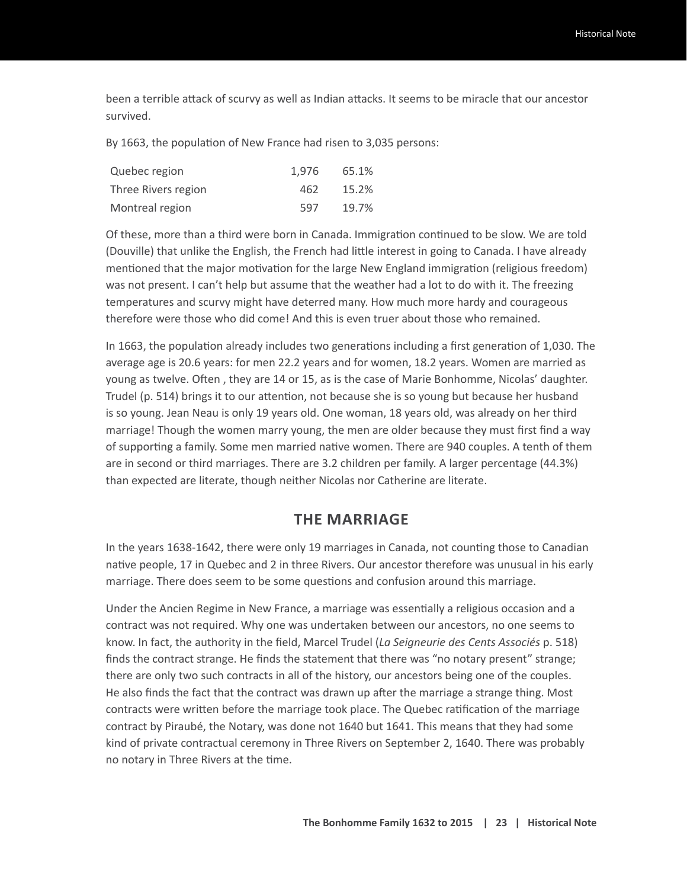been a terrible attack of scurvy as well as Indian attacks. It seems to be miracle that our ancestor survived.

By 1663, the population of New France had risen to 3,035 persons:

| | | |
|---|---|---|
| Quebec region | 1,976 | 65.1% |
| Three Rivers region | 462 | 15.2% |
| Montreal region | 597 | 19.7% |

Of these, more than a third were born in Canada. Immigration continued to be slow. We are told (Douville) that unlike the English, the French had little interest in going to Canada. I have already mentioned that the major motivation for the large New England immigration (religious freedom) was not present. I can't help but assume that the weather had a lot to do with it. The freezing temperatures and scurvy might have deterred many. How much more hardy and courageous therefore were those who did come! And this is even truer about those who remained.

In 1663, the population already includes two generations including a first generation of 1,030. The average age is 20.6 years: for men 22.2 years and for women, 18.2 years. Women are married as young as twelve. Often , they are 14 or 15, as is the case of Marie Bonhomme, Nicolas' daughter. Trudel (p. 514) brings it to our attention, not because she is so young but because her husband is so young. Jean Neau is only 19 years old. One woman, 18 years old, was already on her third marriage! Though the women marry young, the men are older because they must first find a way of supporting a family. Some men married native women. There are 940 couples. A tenth of them are in second or third marriages. There are 3.2 children per family. A larger percentage (44.3%) than expected are literate, though neither Nicolas nor Catherine are literate.

## THE MARRIAGE

In the years 1638-1642, there were only 19 marriages in Canada, not counting those to Canadian native people, 17 in Quebec and 2 in three Rivers. Our ancestor therefore was unusual in his early marriage. There does seem to be some questions and confusion around this marriage.

Under the Ancien Regime in New France, a marriage was essentially a religious occasion and a contract was not required. Why one was undertaken between our ancestors, no one seems to know. In fact, the authority in the field, Marcel Trudel (*La Seigneurie des Cents Associés* p. 518) finds the contract strange. He finds the statement that there was "no notary present" strange; there are only two such contracts in all of the history, our ancestors being one of the couples. He also finds the fact that the contract was drawn up after the marriage a strange thing. Most contracts were written before the marriage took place. The Quebec ratification of the marriage contract by Piraubé, the Notary, was done not 1640 but 1641. This means that they had some kind of private contractual ceremony in Three Rivers on September 2, 1640. There was probably no notary in Three Rivers at the time.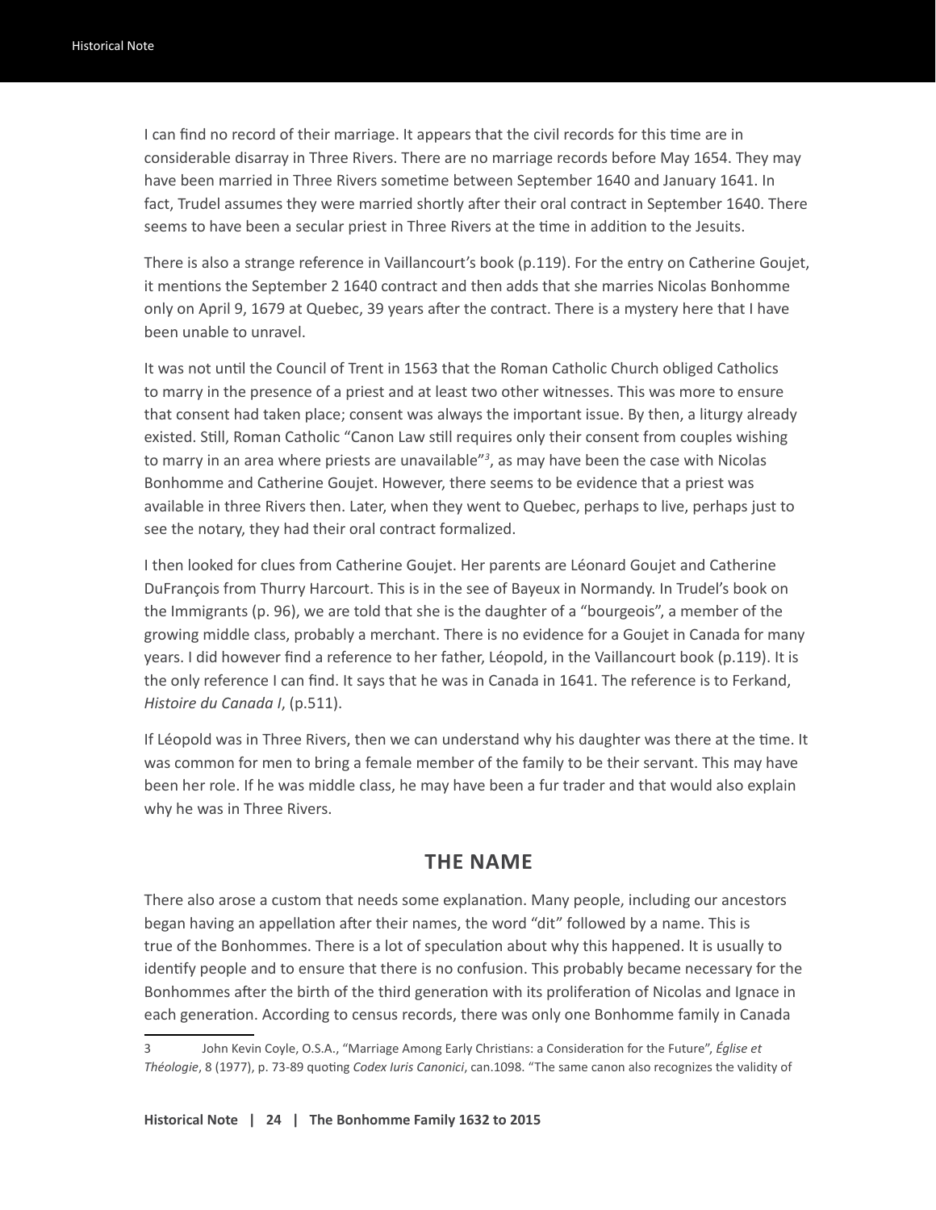I can find no record of their marriage. It appears that the civil records for this time are in considerable disarray in Three Rivers. There are no marriage records before May 1654. They may have been married in Three Rivers sometime between September 1640 and January 1641. In fact, Trudel assumes they were married shortly after their oral contract in September 1640. There seems to have been a secular priest in Three Rivers at the time in addition to the Jesuits.

There is also a strange reference in Vaillancourt's book (p.119). For the entry on Catherine Goujet, it mentions the September 2 1640 contract and then adds that she marries Nicolas Bonhomme only on April 9, 1679 at Quebec, 39 years after the contract. There is a mystery here that I have been unable to unravel.

It was not until the Council of Trent in 1563 that the Roman Catholic Church obliged Catholics to marry in the presence of a priest and at least two other witnesses. This was more to ensure that consent had taken place; consent was always the important issue. By then, a liturgy already existed. Still, Roman Catholic "Canon Law still requires only their consent from couples wishing to marry in an area where priests are unavailable"[3], as may have been the case with Nicolas Bonhomme and Catherine Goujet. However, there seems to be evidence that a priest was available in three Rivers then. Later, when they went to Quebec, perhaps to live, perhaps just to see the notary, they had their oral contract formalized.

I then looked for clues from Catherine Goujet. Her parents are Léonard Goujet and Catherine DuFrançois from Thurry Harcourt. This is in the see of Bayeux in Normandy. In Trudel's book on the Immigrants (p. 96), we are told that she is the daughter of a "bourgeois", a member of the growing middle class, probably a merchant. There is no evidence for a Goujet in Canada for many years. I did however find a reference to her father, Léopold, in the Vaillancourt book (p.119). It is the only reference I can find. It says that he was in Canada in 1641. The reference is to Ferkand, *Histoire du Canada I*, (p.511).

If Léopold was in Three Rivers, then we can understand why his daughter was there at the time. It was common for men to bring a female member of the family to be their servant. This may have been her role. If he was middle class, he may have been a fur trader and that would also explain why he was in Three Rivers.

## THE NAME

There also arose a custom that needs some explanation. Many people, including our ancestors began having an appellation after their names, the word "dit" followed by a name. This is true of the Bonhommes. There is a lot of speculation about why this happened. It is usually to identify people and to ensure that there is no confusion. This probably became necessary for the Bonhommes after the birth of the third generation with its proliferation of Nicolas and Ignace in each generation. According to census records, there was only one Bonhomme family in Canada

---

3 John Kevin Coyle, O.S.A., "Marriage Among Early Christians: a Consideration for the Future", *Église et Théologie*, 8 (1977), p. 73-89 quoting *Codex Iuris Canonici*, can.1098. "The same canon also recognizes the validity of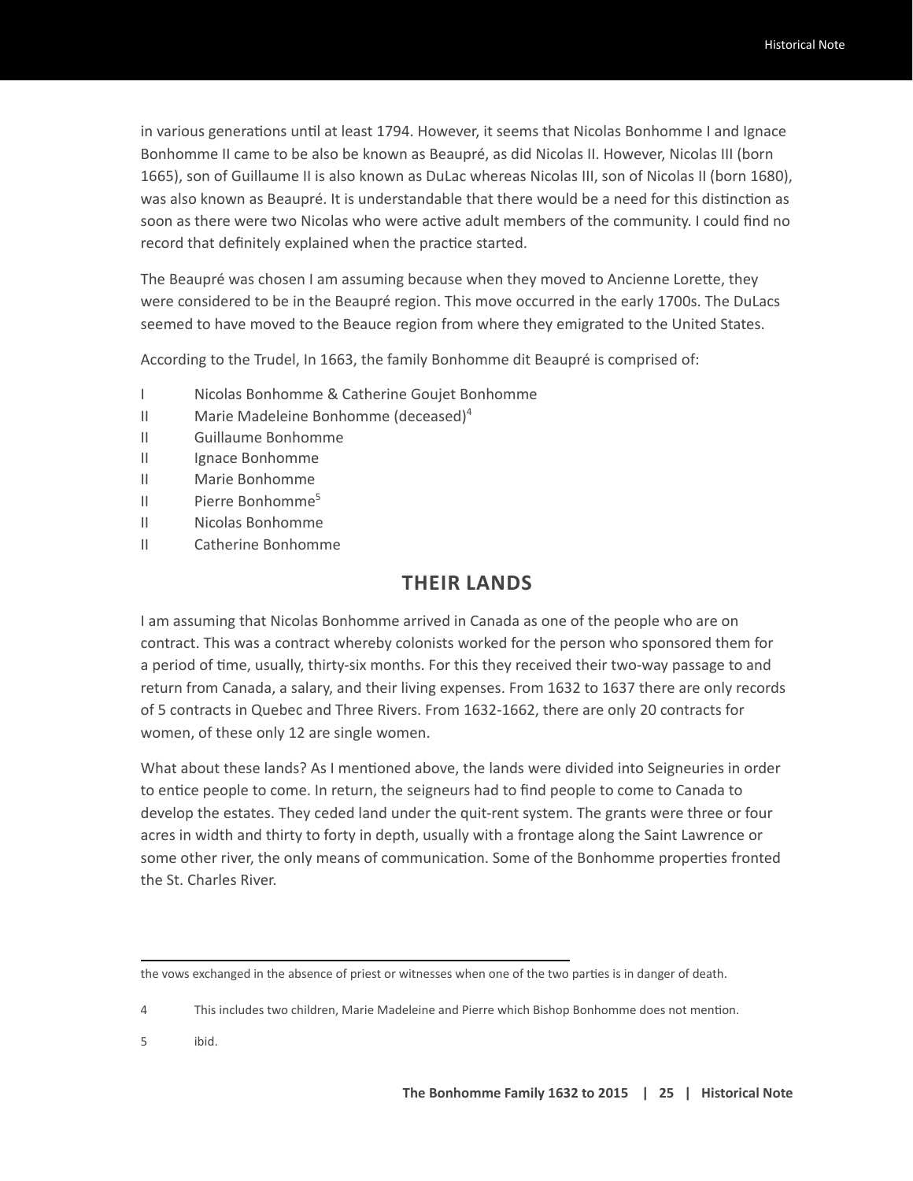in various generations until at least 1794. However, it seems that Nicolas Bonhomme I and Ignace Bonhomme II came to be also be known as Beaupré, as did Nicolas II. However, Nicolas III (born 1665), son of Guillaume II is also known as DuLac whereas Nicolas III, son of Nicolas II (born 1680), was also known as Beaupré. It is understandable that there would be a need for this distinction as soon as there were two Nicolas who were active adult members of the community. I could find no record that definitely explained when the practice started.

The Beaupré was chosen I am assuming because when they moved to Ancienne Lorette, they were considered to be in the Beaupré region. This move occurred in the early 1700s. The DuLacs seemed to have moved to the Beauce region from where they emigrated to the United States.

According to the Trudel, In 1663, the family Bonhomme dit Beaupré is comprised of:

- I Nicolas Bonhomme & Catherine Goujet Bonhomme
- II Marie Madeleine Bonhomme (deceased)[4]
- II Guillaume Bonhomme
- II Ignace Bonhomme
- II Marie Bonhomme
- II Pierre Bonhomme[5]
- II Nicolas Bonhomme
- II Catherine Bonhomme

## THEIR LANDS

I am assuming that Nicolas Bonhomme arrived in Canada as one of the people who are on contract. This was a contract whereby colonists worked for the person who sponsored them for a period of time, usually, thirty-six months. For this they received their two-way passage to and return from Canada, a salary, and their living expenses. From 1632 to 1637 there are only records of 5 contracts in Quebec and Three Rivers. From 1632-1662, there are only 20 contracts for women, of these only 12 are single women.

What about these lands? As I mentioned above, the lands were divided into Seigneuries in order to entice people to come. In return, the seigneurs had to find people to come to Canada to develop the estates. They ceded land under the quit-rent system. The grants were three or four acres in width and thirty to forty in depth, usually with a frontage along the Saint Lawrence or some other river, the only means of communication. Some of the Bonhomme properties fronted the St. Charles River.

---

the vows exchanged in the absence of priest or witnesses when one of the two parties is in danger of death.

4 This includes two children, Marie Madeleine and Pierre which Bishop Bonhomme does not mention.

5 ibid.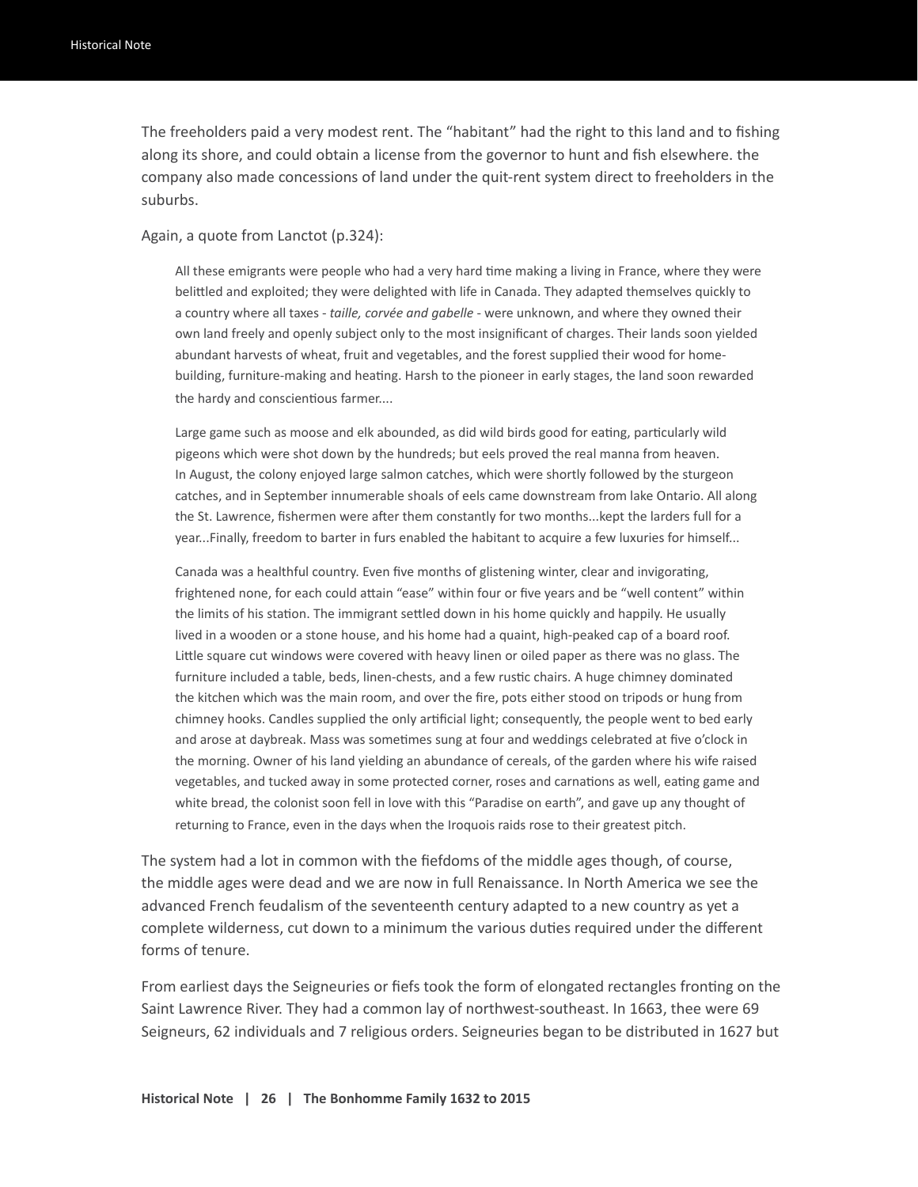The freeholders paid a very modest rent. The "habitant" had the right to this land and to fishing along its shore, and could obtain a license from the governor to hunt and fish elsewhere. the company also made concessions of land under the quit-rent system direct to freeholders in the suburbs.

Again, a quote from Lanctot (p.324):

> All these emigrants were people who had a very hard time making a living in France, where they were belittled and exploited; they were delighted with life in Canada. They adapted themselves quickly to a country where all taxes - *taille, corvée and gabelle* - were unknown, and where they owned their own land freely and openly subject only to the most insignificant of charges. Their lands soon yielded abundant harvests of wheat, fruit and vegetables, and the forest supplied their wood for home-building, furniture-making and heating. Harsh to the pioneer in early stages, the land soon rewarded the hardy and conscientious farmer....
>
> Large game such as moose and elk abounded, as did wild birds good for eating, particularly wild pigeons which were shot down by the hundreds; but eels proved the real manna from heaven. In August, the colony enjoyed large salmon catches, which were shortly followed by the sturgeon catches, and in September innumerable shoals of eels came downstream from lake Ontario. All along the St. Lawrence, fishermen were after them constantly for two months...kept the larders full for a year...Finally, freedom to barter in furs enabled the habitant to acquire a few luxuries for himself...
>
> Canada was a healthful country. Even five months of glistening winter, clear and invigorating, frightened none, for each could attain "ease" within four or five years and be "well content" within the limits of his station. The immigrant settled down in his home quickly and happily. He usually lived in a wooden or a stone house, and his home had a quaint, high-peaked cap of a board roof. Little square cut windows were covered with heavy linen or oiled paper as there was no glass. The furniture included a table, beds, linen-chests, and a few rustic chairs. A huge chimney dominated the kitchen which was the main room, and over the fire, pots either stood on tripods or hung from chimney hooks. Candles supplied the only artificial light; consequently, the people went to bed early and arose at daybreak. Mass was sometimes sung at four and weddings celebrated at five o'clock in the morning. Owner of his land yielding an abundance of cereals, of the garden where his wife raised vegetables, and tucked away in some protected corner, roses and carnations as well, eating game and white bread, the colonist soon fell in love with this "Paradise on earth", and gave up any thought of returning to France, even in the days when the Iroquois raids rose to their greatest pitch.

The system had a lot in common with the fiefdoms of the middle ages though, of course, the middle ages were dead and we are now in full Renaissance. In North America we see the advanced French feudalism of the seventeenth century adapted to a new country as yet a complete wilderness, cut down to a minimum the various duties required under the different forms of tenure.

From earliest days the Seigneuries or fiefs took the form of elongated rectangles fronting on the Saint Lawrence River. They had a common lay of northwest-southeast. In 1663, thee were 69 Seigneurs, 62 individuals and 7 religious orders. Seigneuries began to be distributed in 1627 but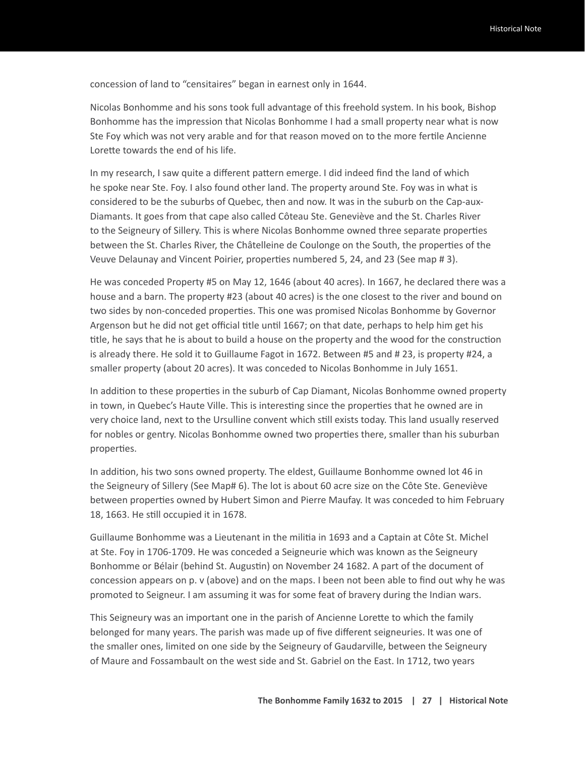concession of land to "censitaires" began in earnest only in 1644.

Nicolas Bonhomme and his sons took full advantage of this freehold system. In his book, Bishop Bonhomme has the impression that Nicolas Bonhomme I had a small property near what is now Ste Foy which was not very arable and for that reason moved on to the more fertile Ancienne Lorette towards the end of his life.

In my research, I saw quite a different pattern emerge. I did indeed find the land of which he spoke near Ste. Foy. I also found other land. The property around Ste. Foy was in what is considered to be the suburbs of Quebec, then and now. It was in the suburb on the Cap-aux-Diamants. It goes from that cape also called Côteau Ste. Geneviève and the St. Charles River to the Seigneury of Sillery. This is where Nicolas Bonhomme owned three separate properties between the St. Charles River, the Châtelleine de Coulonge on the South, the properties of the Veuve Delaunay and Vincent Poirier, properties numbered 5, 24, and 23 (See map # 3).

He was conceded Property #5 on May 12, 1646 (about 40 acres). In 1667, he declared there was a house and a barn. The property #23 (about 40 acres) is the one closest to the river and bound on two sides by non-conceded properties. This one was promised Nicolas Bonhomme by Governor Argenson but he did not get official title until 1667; on that date, perhaps to help him get his title, he says that he is about to build a house on the property and the wood for the construction is already there. He sold it to Guillaume Fagot in 1672. Between #5 and # 23, is property #24, a smaller property (about 20 acres). It was conceded to Nicolas Bonhomme in July 1651.

In addition to these properties in the suburb of Cap Diamant, Nicolas Bonhomme owned property in town, in Quebec's Haute Ville. This is interesting since the properties that he owned are in very choice land, next to the Ursulline convent which still exists today. This land usually reserved for nobles or gentry. Nicolas Bonhomme owned two properties there, smaller than his suburban properties.

In addition, his two sons owned property. The eldest, Guillaume Bonhomme owned lot 46 in the Seigneury of Sillery (See Map# 6). The lot is about 60 acre size on the Côte Ste. Geneviève between properties owned by Hubert Simon and Pierre Maufay. It was conceded to him February 18, 1663. He still occupied it in 1678.

Guillaume Bonhomme was a Lieutenant in the militia in 1693 and a Captain at Côte St. Michel at Ste. Foy in 1706-1709. He was conceded a Seigneurie which was known as the Seigneury Bonhomme or Bélair (behind St. Augustin) on November 24 1682. A part of the document of concession appears on p. v (above) and on the maps. I been not been able to find out why he was promoted to Seigneur. I am assuming it was for some feat of bravery during the Indian wars.

This Seigneury was an important one in the parish of Ancienne Lorette to which the family belonged for many years. The parish was made up of five different seigneuries. It was one of the smaller ones, limited on one side by the Seigneury of Gaudarville, between the Seigneury of Maure and Fossambault on the west side and St. Gabriel on the East. In 1712, two years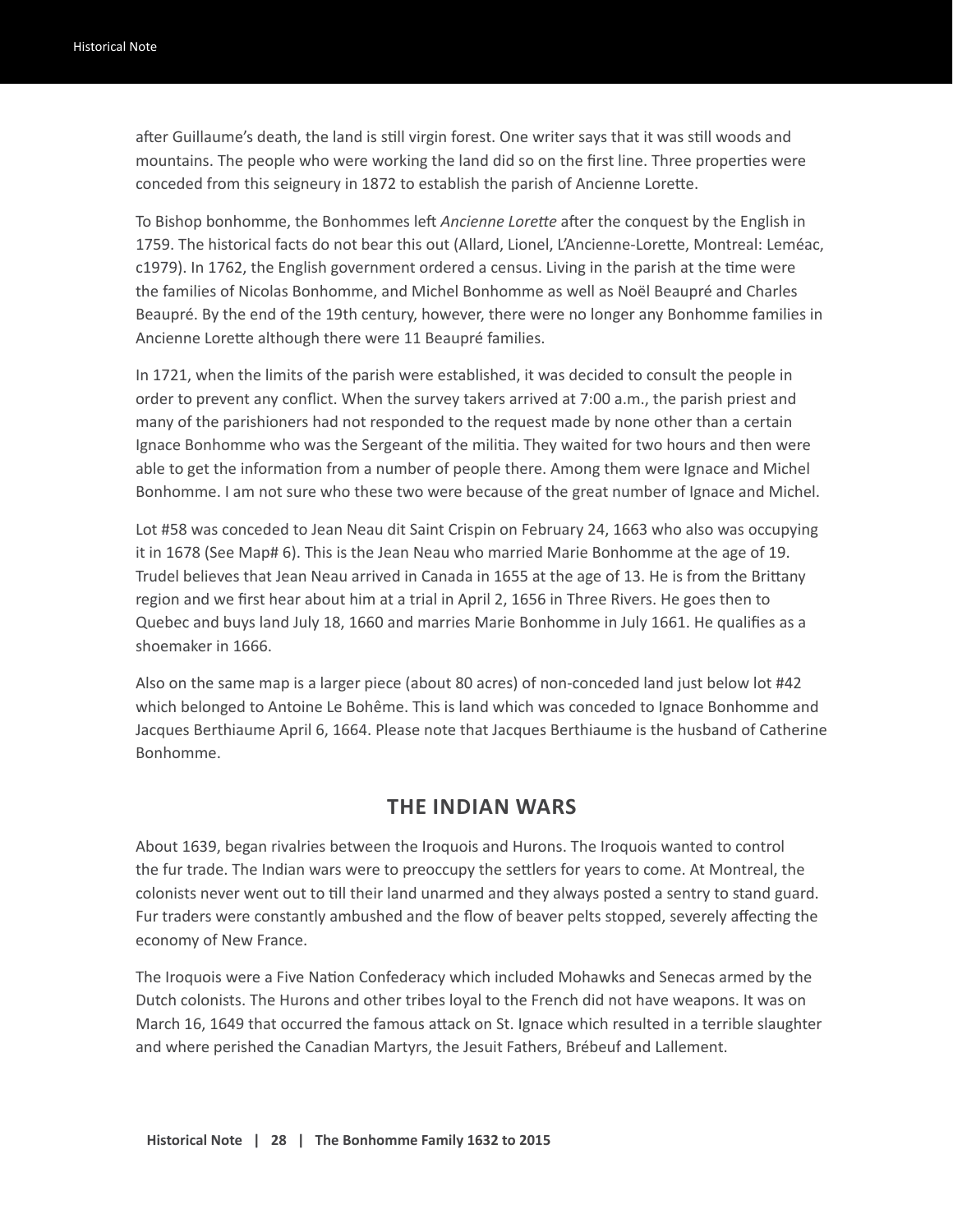after Guillaume's death, the land is still virgin forest. One writer says that it was still woods and mountains. The people who were working the land did so on the first line. Three properties were conceded from this seigneury in 1872 to establish the parish of Ancienne Lorette.

To Bishop bonhomme, the Bonhommes left *Ancienne Lorette* after the conquest by the English in 1759. The historical facts do not bear this out (Allard, Lionel, L'Ancienne-Lorette, Montreal: Leméac, c1979). In 1762, the English government ordered a census. Living in the parish at the time were the families of Nicolas Bonhomme, and Michel Bonhomme as well as Noël Beaupré and Charles Beaupré. By the end of the 19th century, however, there were no longer any Bonhomme families in Ancienne Lorette although there were 11 Beaupré families.

In 1721, when the limits of the parish were established, it was decided to consult the people in order to prevent any conflict. When the survey takers arrived at 7:00 a.m., the parish priest and many of the parishioners had not responded to the request made by none other than a certain Ignace Bonhomme who was the Sergeant of the militia. They waited for two hours and then were able to get the information from a number of people there. Among them were Ignace and Michel Bonhomme. I am not sure who these two were because of the great number of Ignace and Michel.

Lot #58 was conceded to Jean Neau dit Saint Crispin on February 24, 1663 who also was occupying it in 1678 (See Map# 6). This is the Jean Neau who married Marie Bonhomme at the age of 19. Trudel believes that Jean Neau arrived in Canada in 1655 at the age of 13. He is from the Brittany region and we first hear about him at a trial in April 2, 1656 in Three Rivers. He goes then to Quebec and buys land July 18, 1660 and marries Marie Bonhomme in July 1661. He qualifies as a shoemaker in 1666.

Also on the same map is a larger piece (about 80 acres) of non-conceded land just below lot #42 which belonged to Antoine Le Bohême. This is land which was conceded to Ignace Bonhomme and Jacques Berthiaume April 6, 1664. Please note that Jacques Berthiaume is the husband of Catherine Bonhomme.

## THE INDIAN WARS

About 1639, began rivalries between the Iroquois and Hurons. The Iroquois wanted to control the fur trade. The Indian wars were to preoccupy the settlers for years to come. At Montreal, the colonists never went out to till their land unarmed and they always posted a sentry to stand guard. Fur traders were constantly ambushed and the flow of beaver pelts stopped, severely affecting the economy of New France.

The Iroquois were a Five Nation Confederacy which included Mohawks and Senecas armed by the Dutch colonists. The Hurons and other tribes loyal to the French did not have weapons. It was on March 16, 1649 that occurred the famous attack on St. Ignace which resulted in a terrible slaughter and where perished the Canadian Martyrs, the Jesuit Fathers, Brébeuf and Lallement.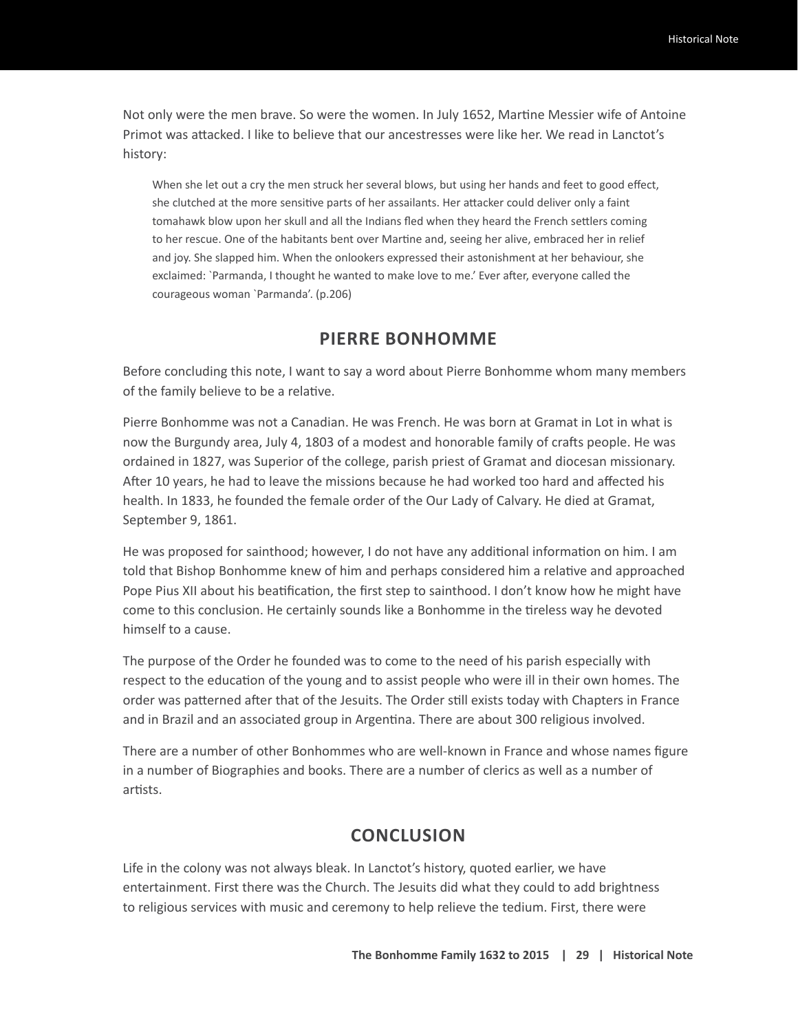Not only were the men brave. So were the women. In July 1652, Martine Messier wife of Antoine Primot was attacked. I like to believe that our ancestresses were like her. We read in Lanctot's history:

> When she let out a cry the men struck her several blows, but using her hands and feet to good effect, she clutched at the more sensitive parts of her assailants. Her attacker could deliver only a faint tomahawk blow upon her skull and all the Indians fled when they heard the French settlers coming to her rescue. One of the habitants bent over Martine and, seeing her alive, embraced her in relief and joy. She slapped him. When the onlookers expressed their astonishment at her behaviour, she exclaimed: `Parmanda, I thought he wanted to make love to me.' Ever after, everyone called the courageous woman `Parmanda'. (p.206)

## PIERRE BONHOMME

Before concluding this note, I want to say a word about Pierre Bonhomme whom many members of the family believe to be a relative.

Pierre Bonhomme was not a Canadian. He was French. He was born at Gramat in Lot in what is now the Burgundy area, July 4, 1803 of a modest and honorable family of crafts people. He was ordained in 1827, was Superior of the college, parish priest of Gramat and diocesan missionary. After 10 years, he had to leave the missions because he had worked too hard and affected his health. In 1833, he founded the female order of the Our Lady of Calvary. He died at Gramat, September 9, 1861.

He was proposed for sainthood; however, I do not have any additional information on him. I am told that Bishop Bonhomme knew of him and perhaps considered him a relative and approached Pope Pius XII about his beatification, the first step to sainthood. I don't know how he might have come to this conclusion. He certainly sounds like a Bonhomme in the tireless way he devoted himself to a cause.

The purpose of the Order he founded was to come to the need of his parish especially with respect to the education of the young and to assist people who were ill in their own homes. The order was patterned after that of the Jesuits. The Order still exists today with Chapters in France and in Brazil and an associated group in Argentina. There are about 300 religious involved.

There are a number of other Bonhommes who are well-known in France and whose names figure in a number of Biographies and books. There are a number of clerics as well as a number of artists.

## CONCLUSION

Life in the colony was not always bleak. In Lanctot's history, quoted earlier, we have entertainment. First there was the Church. The Jesuits did what they could to add brightness to religious services with music and ceremony to help relieve the tedium. First, there were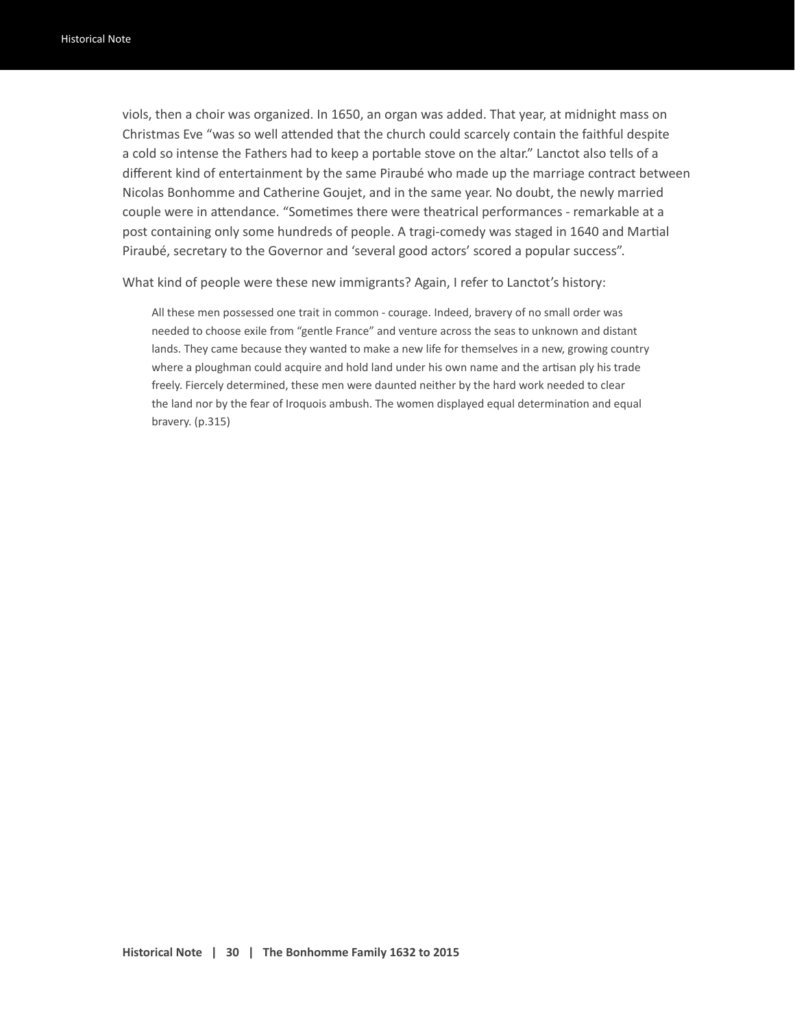viols, then a choir was organized. In 1650, an organ was added. That year, at midnight mass on Christmas Eve "was so well attended that the church could scarcely contain the faithful despite a cold so intense the Fathers had to keep a portable stove on the altar." Lanctot also tells of a different kind of entertainment by the same Piraubé who made up the marriage contract between Nicolas Bonhomme and Catherine Goujet, and in the same year. No doubt, the newly married couple were in attendance. "Sometimes there were theatrical performances - remarkable at a post containing only some hundreds of people. A tragi-comedy was staged in 1640 and Martial Piraubé, secretary to the Governor and 'several good actors' scored a popular success".

What kind of people were these new immigrants? Again, I refer to Lanctot's history:

> All these men possessed one trait in common - courage. Indeed, bravery of no small order was needed to choose exile from "gentle France" and venture across the seas to unknown and distant lands. They came because they wanted to make a new life for themselves in a new, growing country where a ploughman could acquire and hold land under his own name and the artisan ply his trade freely. Fiercely determined, these men were daunted neither by the hard work needed to clear the land nor by the fear of Iroquois ambush. The women displayed equal determination and equal bravery. (p.315)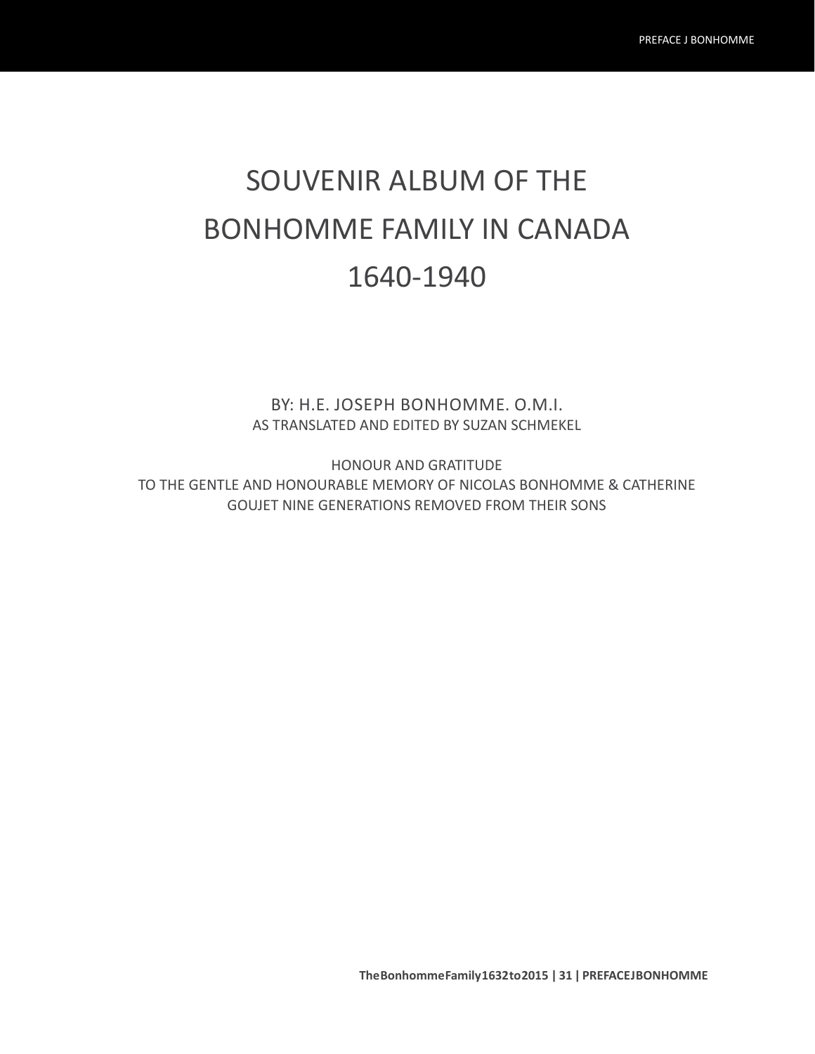# SOUVENIR ALBUM OF THE BONHOMME FAMILY IN CANADA 1640-1940

BY: H.E. JOSEPH BONHOMME. O.M.I.

AS TRANSLATED AND EDITED BY SUZAN SCHMEKEL

HONOUR AND GRATITUDE
TO THE GENTLE AND HONOURABLE MEMORY OF NICOLAS BONHOMME & CATHERINE GOUJET NINE GENERATIONS REMOVED FROM THEIR SONS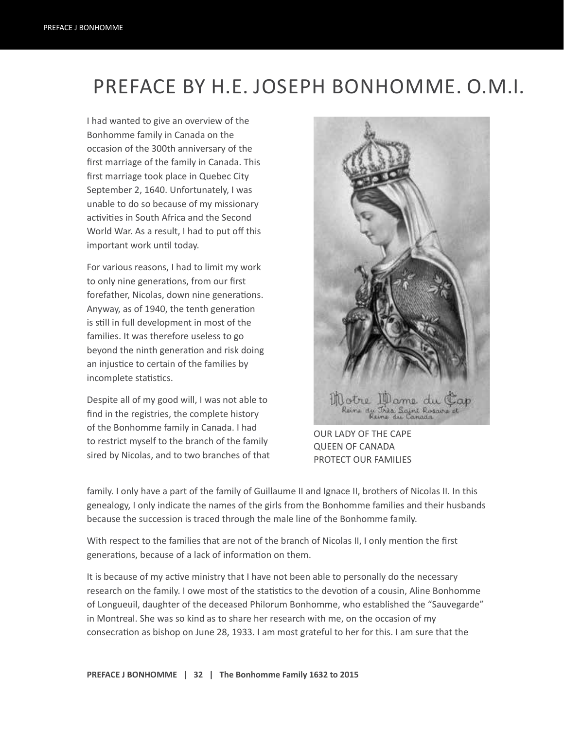# PREFACE BY H.E. JOSEPH BONHOMME. O.M.I.

I had wanted to give an overview of the Bonhomme family in Canada on the occasion of the 300th anniversary of the first marriage of the family in Canada. This first marriage took place in Quebec City September 2, 1640. Unfortunately, I was unable to do so because of my missionary activities in South Africa and the Second World War. As a result, I had to put off this important work until today.

For various reasons, I had to limit my work to only nine generations, from our first forefather, Nicolas, down nine generations. Anyway, as of 1940, the tenth generation is still in full development in most of the families. It was therefore useless to go beyond the ninth generation and risk doing an injustice to certain of the families by incomplete statistics.

Despite all of my good will, I was not able to find in the registries, the complete history of the Bonhomme family in Canada. I had to restrict myself to the branch of the family sired by Nicolas, and to two branches of that family. I only have a part of the family of Guillaume II and Ignace II, brothers of Nicolas II. In this genealogy, I only indicate the names of the girls from the Bonhomme families and their husbands because the succession is traced through the male line of the Bonhomme family.

Notre Dame du Cap
Reine du Très Saint Rosaire et Reine du Canada

OUR LADY OF THE CAPE
QUEEN OF CANADA
PROTECT OUR FAMILIES

With respect to the families that are not of the branch of Nicolas II, I only mention the first generations, because of a lack of information on them.

It is because of my active ministry that I have not been able to personally do the necessary research on the family. I owe most of the statistics to the devotion of a cousin, Aline Bonhomme of Longueuil, daughter of the deceased Philorum Bonhomme, who established the "Sauvegarde" in Montreal. She was so kind as to share her research with me, on the occasion of my consecration as bishop on June 28, 1933. I am most grateful to her for this. I am sure that the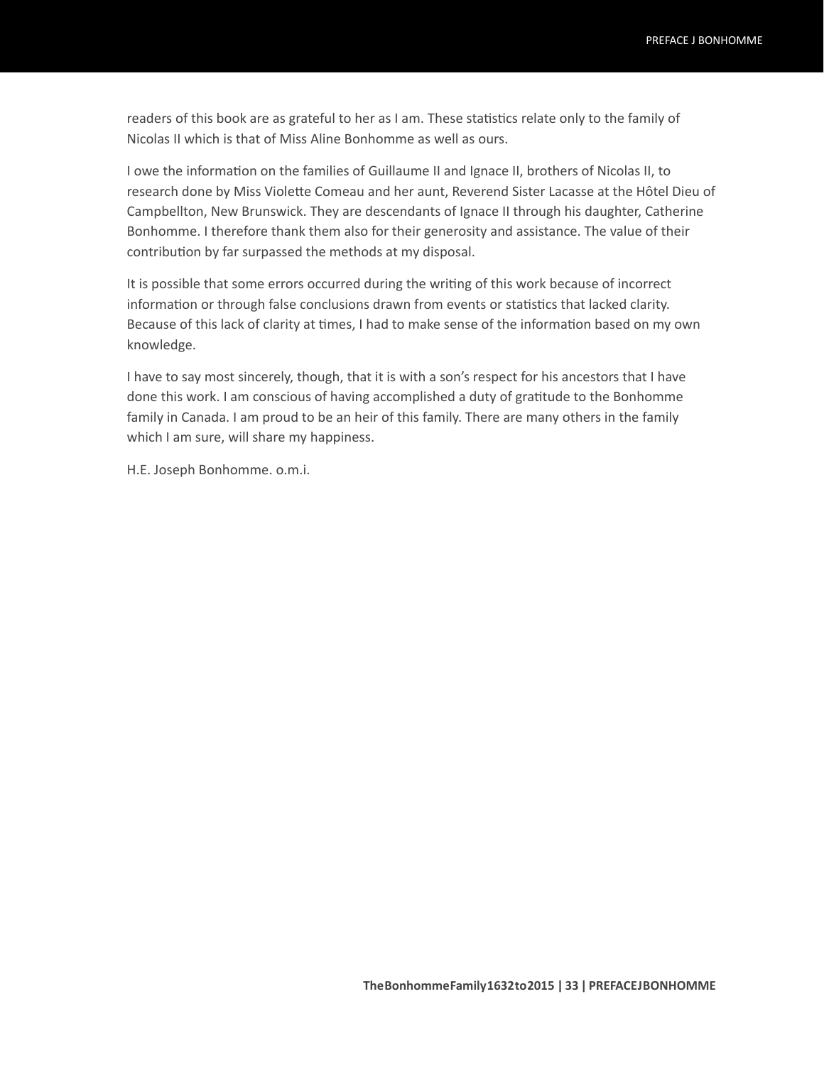readers of this book are as grateful to her as I am. These statistics relate only to the family of Nicolas II which is that of Miss Aline Bonhomme as well as ours.

I owe the information on the families of Guillaume II and Ignace II, brothers of Nicolas II, to research done by Miss Violette Comeau and her aunt, Reverend Sister Lacasse at the Hôtel Dieu of Campbellton, New Brunswick. They are descendants of Ignace II through his daughter, Catherine Bonhomme. I therefore thank them also for their generosity and assistance. The value of their contribution by far surpassed the methods at my disposal.

It is possible that some errors occurred during the writing of this work because of incorrect information or through false conclusions drawn from events or statistics that lacked clarity. Because of this lack of clarity at times, I had to make sense of the information based on my own knowledge.

I have to say most sincerely, though, that it is with a son's respect for his ancestors that I have done this work. I am conscious of having accomplished a duty of gratitude to the Bonhomme family in Canada. I am proud to be an heir of this family. There are many others in the family which I am sure, will share my happiness.

H.E. Joseph Bonhomme. o.m.i.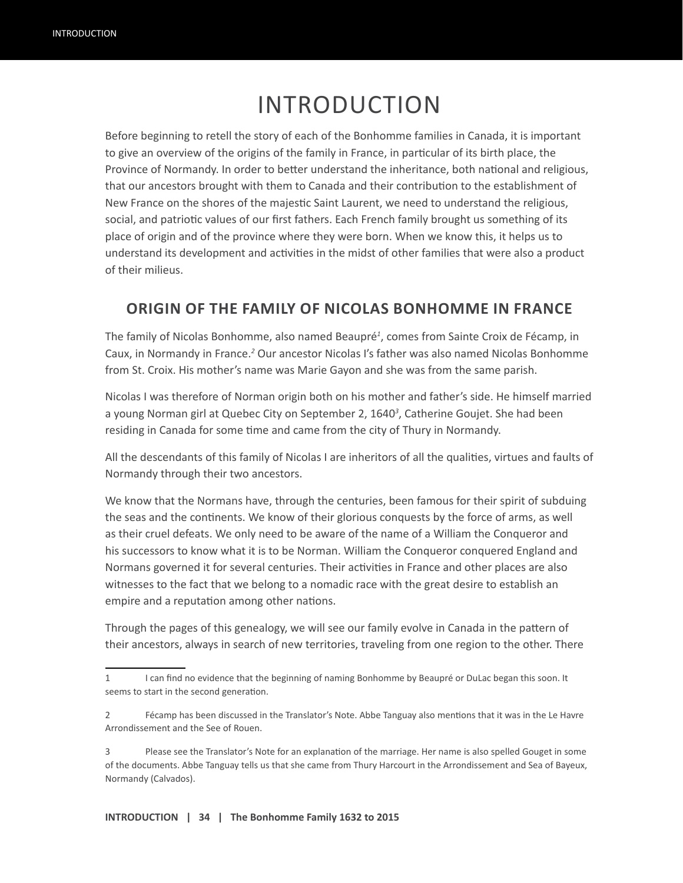# INTRODUCTION

Before beginning to retell the story of each of the Bonhomme families in Canada, it is important to give an overview of the origins of the family in France, in particular of its birth place, the Province of Normandy. In order to better understand the inheritance, both national and religious, that our ancestors brought with them to Canada and their contribution to the establishment of New France on the shores of the majestic Saint Laurent, we need to understand the religious, social, and patriotic values of our first fathers. Each French family brought us something of its place of origin and of the province where they were born. When we know this, it helps us to understand its development and activities in the midst of other families that were also a product of their milieus.

## ORIGIN OF THE FAMILY OF NICOLAS BONHOMME IN FRANCE

The family of Nicolas Bonhomme, also named Beaupré[1], comes from Sainte Croix de Fécamp, in Caux, in Normandy in France.[2] Our ancestor Nicolas I's father was also named Nicolas Bonhomme from St. Croix. His mother's name was Marie Gayon and she was from the same parish.

Nicolas I was therefore of Norman origin both on his mother and father's side. He himself married a young Norman girl at Quebec City on September 2, 1640[3], Catherine Goujet. She had been residing in Canada for some time and came from the city of Thury in Normandy.

All the descendants of this family of Nicolas I are inheritors of all the qualities, virtues and faults of Normandy through their two ancestors.

We know that the Normans have, through the centuries, been famous for their spirit of subduing the seas and the continents. We know of their glorious conquests by the force of arms, as well as their cruel defeats. We only need to be aware of the name of a William the Conqueror and his successors to know what it is to be Norman. William the Conqueror conquered England and Normans governed it for several centuries. Their activities in France and other places are also witnesses to the fact that we belong to a nomadic race with the great desire to establish an empire and a reputation among other nations.

Through the pages of this genealogy, we will see our family evolve in Canada in the pattern of their ancestors, always in search of new territories, traveling from one region to the other. There

---

1 I can find no evidence that the beginning of naming Bonhomme by Beaupré or DuLac began this soon. It seems to start in the second generation.

2 Fécamp has been discussed in the Translator's Note. Abbe Tanguay also mentions that it was in the Le Havre Arrondissement and the See of Rouen.

3 Please see the Translator's Note for an explanation of the marriage. Her name is also spelled Gouget in some of the documents. Abbe Tanguay tells us that she came from Thury Harcourt in the Arrondissement and Sea of Bayeux, Normandy (Calvados).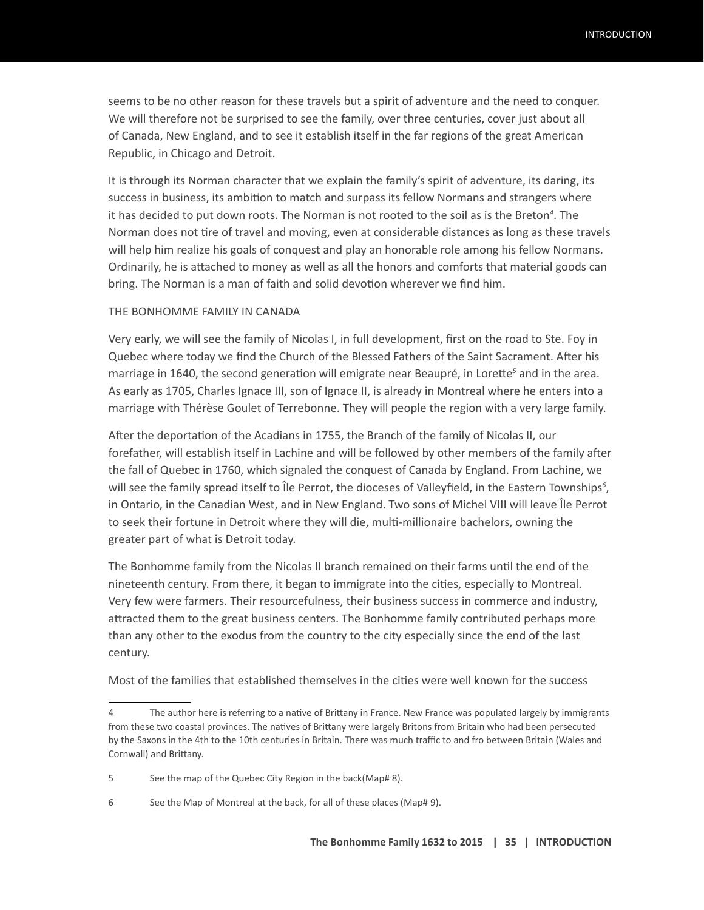seems to be no other reason for these travels but a spirit of adventure and the need to conquer. We will therefore not be surprised to see the family, over three centuries, cover just about all of Canada, New England, and to see it establish itself in the far regions of the great American Republic, in Chicago and Detroit.

It is through its Norman character that we explain the family's spirit of adventure, its daring, its success in business, its ambition to match and surpass its fellow Normans and strangers where it has decided to put down roots. The Norman is not rooted to the soil as is the Breton[4]. The Norman does not tire of travel and moving, even at considerable distances as long as these travels will help him realize his goals of conquest and play an honorable role among his fellow Normans. Ordinarily, he is attached to money as well as all the honors and comforts that material goods can bring. The Norman is a man of faith and solid devotion wherever we find him.

## THE BONHOMME FAMILY IN CANADA

Very early, we will see the family of Nicolas I, in full development, first on the road to Ste. Foy in Quebec where today we find the Church of the Blessed Fathers of the Saint Sacrament. After his marriage in 1640, the second generation will emigrate near Beaupré, in Lorette[5] and in the area. As early as 1705, Charles Ignace III, son of Ignace II, is already in Montreal where he enters into a marriage with Thérèse Goulet of Terrebonne. They will people the region with a very large family.

After the deportation of the Acadians in 1755, the Branch of the family of Nicolas II, our forefather, will establish itself in Lachine and will be followed by other members of the family after the fall of Quebec in 1760, which signaled the conquest of Canada by England. From Lachine, we will see the family spread itself to Île Perrot, the dioceses of Valleyfield, in the Eastern Townships[6], in Ontario, in the Canadian West, and in New England. Two sons of Michel VIII will leave Île Perrot to seek their fortune in Detroit where they will die, multi-millionaire bachelors, owning the greater part of what is Detroit today.

The Bonhomme family from the Nicolas II branch remained on their farms until the end of the nineteenth century. From there, it began to immigrate into the cities, especially to Montreal. Very few were farmers. Their resourcefulness, their business success in commerce and industry, attracted them to the great business centers. The Bonhomme family contributed perhaps more than any other to the exodus from the country to the city especially since the end of the last century.

Most of the families that established themselves in the cities were well known for the success

---

4 The author here is referring to a native of Brittany in France. New France was populated largely by immigrants from these two coastal provinces. The natives of Brittany were largely Britons from Britain who had been persecuted by the Saxons in the 4th to the 10th centuries in Britain. There was much traffic to and fro between Britain (Wales and Cornwall) and Brittany.

5 See the map of the Quebec City Region in the back(Map# 8).

6 See the Map of Montreal at the back, for all of these places (Map# 9).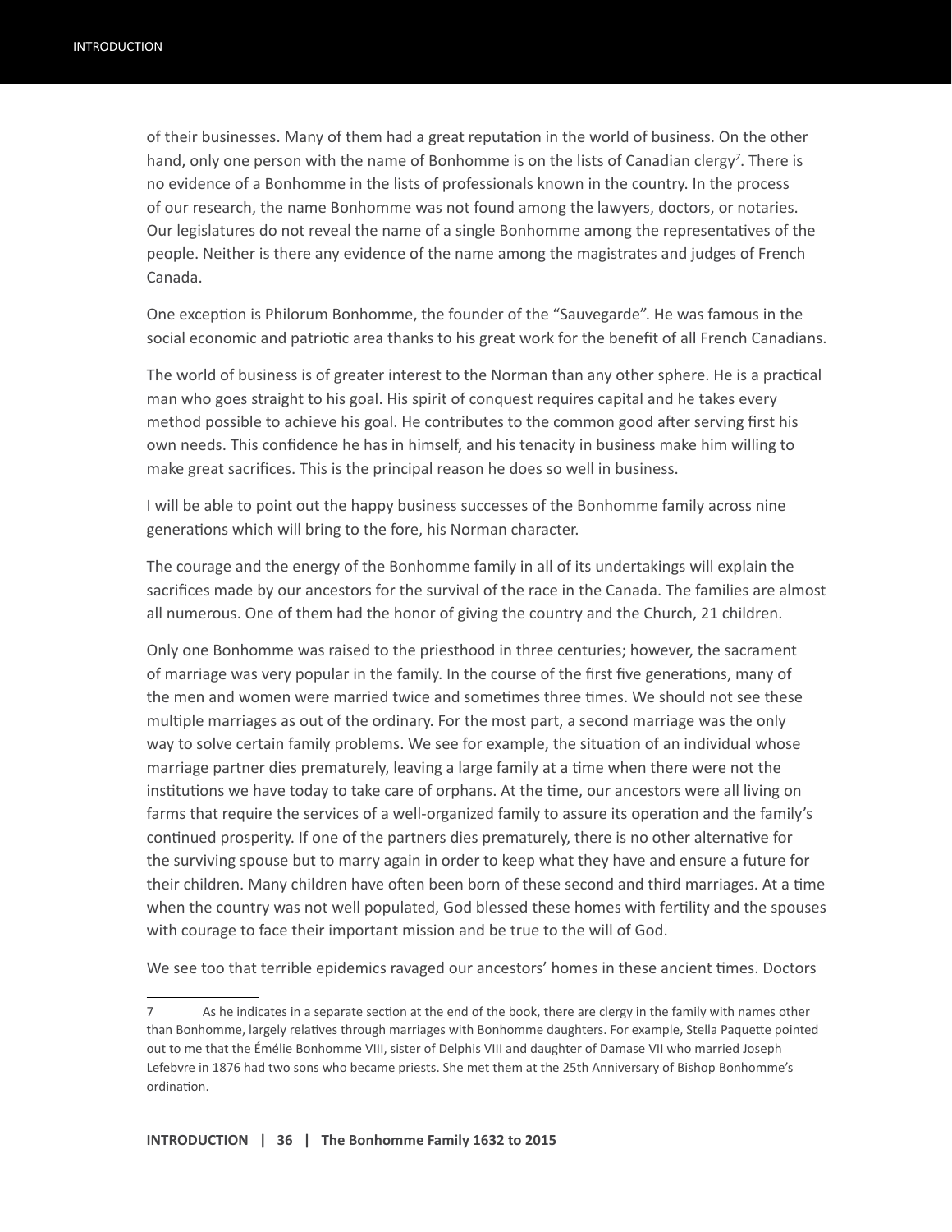of their businesses. Many of them had a great reputation in the world of business. On the other hand, only one person with the name of Bonhomme is on the lists of Canadian clergy[7]. There is no evidence of a Bonhomme in the lists of professionals known in the country. In the process of our research, the name Bonhomme was not found among the lawyers, doctors, or notaries. Our legislatures do not reveal the name of a single Bonhomme among the representatives of the people. Neither is there any evidence of the name among the magistrates and judges of French Canada.

One exception is Philorum Bonhomme, the founder of the "Sauvegarde". He was famous in the social economic and patriotic area thanks to his great work for the benefit of all French Canadians.

The world of business is of greater interest to the Norman than any other sphere. He is a practical man who goes straight to his goal. His spirit of conquest requires capital and he takes every method possible to achieve his goal. He contributes to the common good after serving first his own needs. This confidence he has in himself, and his tenacity in business make him willing to make great sacrifices. This is the principal reason he does so well in business.

I will be able to point out the happy business successes of the Bonhomme family across nine generations which will bring to the fore, his Norman character.

The courage and the energy of the Bonhomme family in all of its undertakings will explain the sacrifices made by our ancestors for the survival of the race in the Canada. The families are almost all numerous. One of them had the honor of giving the country and the Church, 21 children.

Only one Bonhomme was raised to the priesthood in three centuries; however, the sacrament of marriage was very popular in the family. In the course of the first five generations, many of the men and women were married twice and sometimes three times. We should not see these multiple marriages as out of the ordinary. For the most part, a second marriage was the only way to solve certain family problems. We see for example, the situation of an individual whose marriage partner dies prematurely, leaving a large family at a time when there were not the institutions we have today to take care of orphans. At the time, our ancestors were all living on farms that require the services of a well-organized family to assure its operation and the family's continued prosperity. If one of the partners dies prematurely, there is no other alternative for the surviving spouse but to marry again in order to keep what they have and ensure a future for their children. Many children have often been born of these second and third marriages. At a time when the country was not well populated, God blessed these homes with fertility and the spouses with courage to face their important mission and be true to the will of God.

We see too that terrible epidemics ravaged our ancestors' homes in these ancient times. Doctors

---

7 As he indicates in a separate section at the end of the book, there are clergy in the family with names other than Bonhomme, largely relatives through marriages with Bonhomme daughters. For example, Stella Paquette pointed out to me that the Émélie Bonhomme VIII, sister of Delphis VIII and daughter of Damase VII who married Joseph Lefebvre in 1876 had two sons who became priests. She met them at the 25th Anniversary of Bishop Bonhomme's ordination.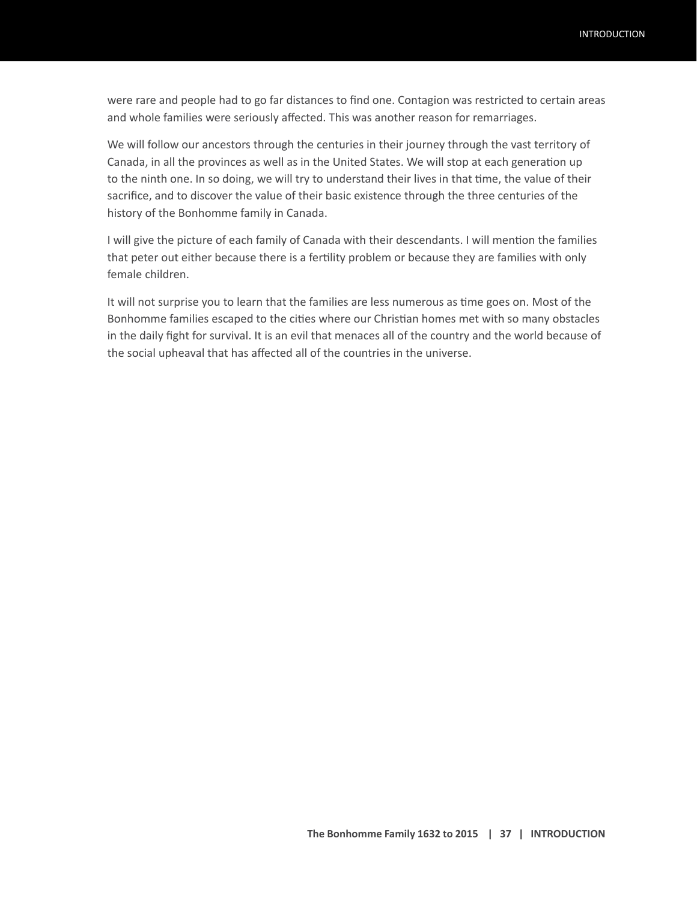were rare and people had to go far distances to find one. Contagion was restricted to certain areas and whole families were seriously affected. This was another reason for remarriages.

We will follow our ancestors through the centuries in their journey through the vast territory of Canada, in all the provinces as well as in the United States. We will stop at each generation up to the ninth one. In so doing, we will try to understand their lives in that time, the value of their sacrifice, and to discover the value of their basic existence through the three centuries of the history of the Bonhomme family in Canada.

I will give the picture of each family of Canada with their descendants. I will mention the families that peter out either because there is a fertility problem or because they are families with only female children.

It will not surprise you to learn that the families are less numerous as time goes on. Most of the Bonhomme families escaped to the cities where our Christian homes met with so many obstacles in the daily fight for survival. It is an evil that menaces all of the country and the world because of the social upheaval that has affected all of the countries in the universe.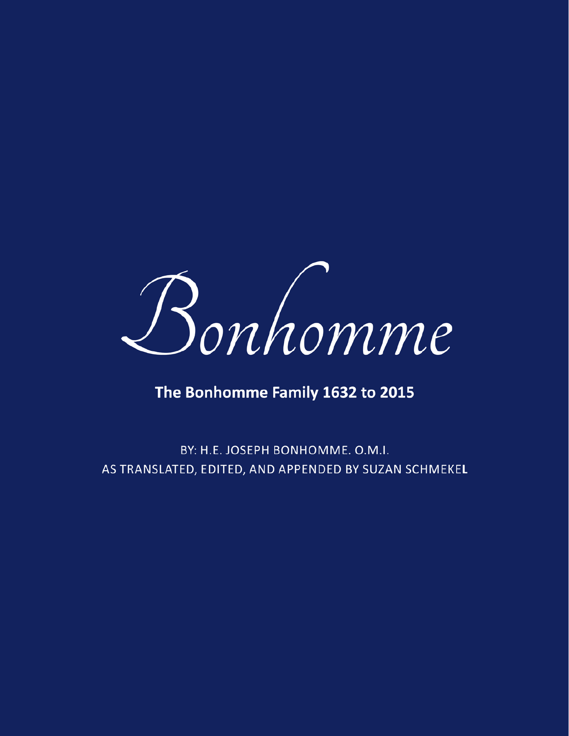# Bonhomme

**The Bonhomme Family 1632 to 2015**

BY: H.E. JOSEPH BONHOMME. O.M.I.
AS TRANSLATED, EDITED, AND APPENDED BY SUZAN SCHMEKEL